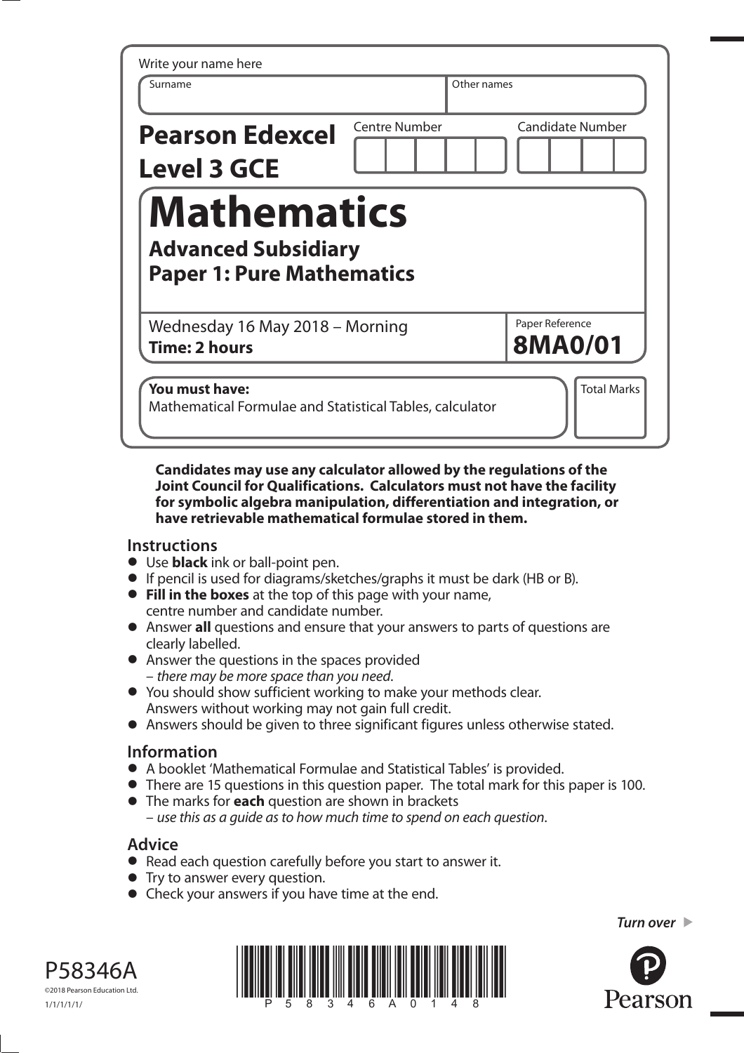Write your name here

| Surname | Other names |
|---|---|
| | |

**Pearson Edexcel Level 3 GCE**

| Centre Number | Candidate Number |
|---|---|
| | |

# Mathematics

## Advanced Subsidiary
## Paper 1: Pure Mathematics

Wednesday 16 May 2018 – Morning
**Time: 2 hours**

Paper Reference
**8MA0/01**

**You must have:**
Mathematical Formulae and Statistical Tables, calculator

Total Marks

**Candidates may use any calculator allowed by the regulations of the Joint Council for Qualifications. Calculators must not have the facility for symbolic algebra manipulation, differentiation and integration, or have retrievable mathematical formulae stored in them.**

## Instructions

- Use **black** ink or ball-point pen.
- If pencil is used for diagrams/sketches/graphs it must be dark (HB or B).
- **Fill in the boxes** at the top of this page with your name, centre number and candidate number.
- Answer **all** questions and ensure that your answers to parts of questions are clearly labelled.
- Answer the questions in the spaces provided – *there may be more space than you need*.
- You should show sufficient working to make your methods clear. Answers without working may not gain full credit.
- Answers should be given to three significant figures unless otherwise stated.

## Information

- A booklet 'Mathematical Formulae and Statistical Tables' is provided.
- There are 15 questions in this question paper. The total mark for this paper is 100.
- The marks for **each** question are shown in brackets – *use this as a guide as to how much time to spend on each question*.

## Advice

- Read each question carefully before you start to answer it.
- Try to answer every question.
- Check your answers if you have time at the end.

*Turn over*

P58346A
©2018 Pearson Education Ltd.
1/1/1/1/1/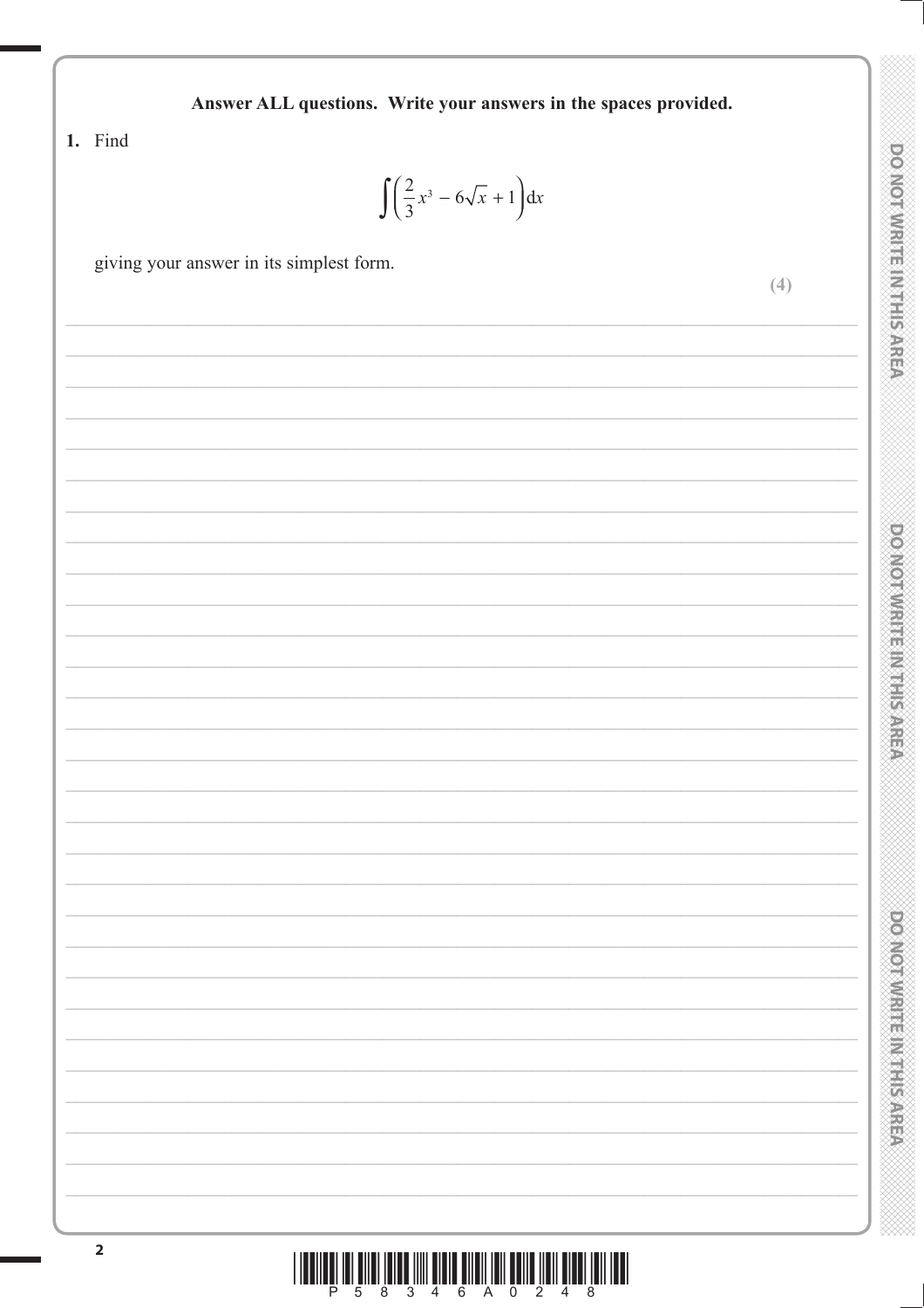**Answer ALL questions. Write your answers in the spaces provided.**

1. Find

$$\int \left( \frac{2}{3}x^3 - 6\sqrt{x} + 1 \right) dx$$

giving your answer in its simplest form.

**(4)**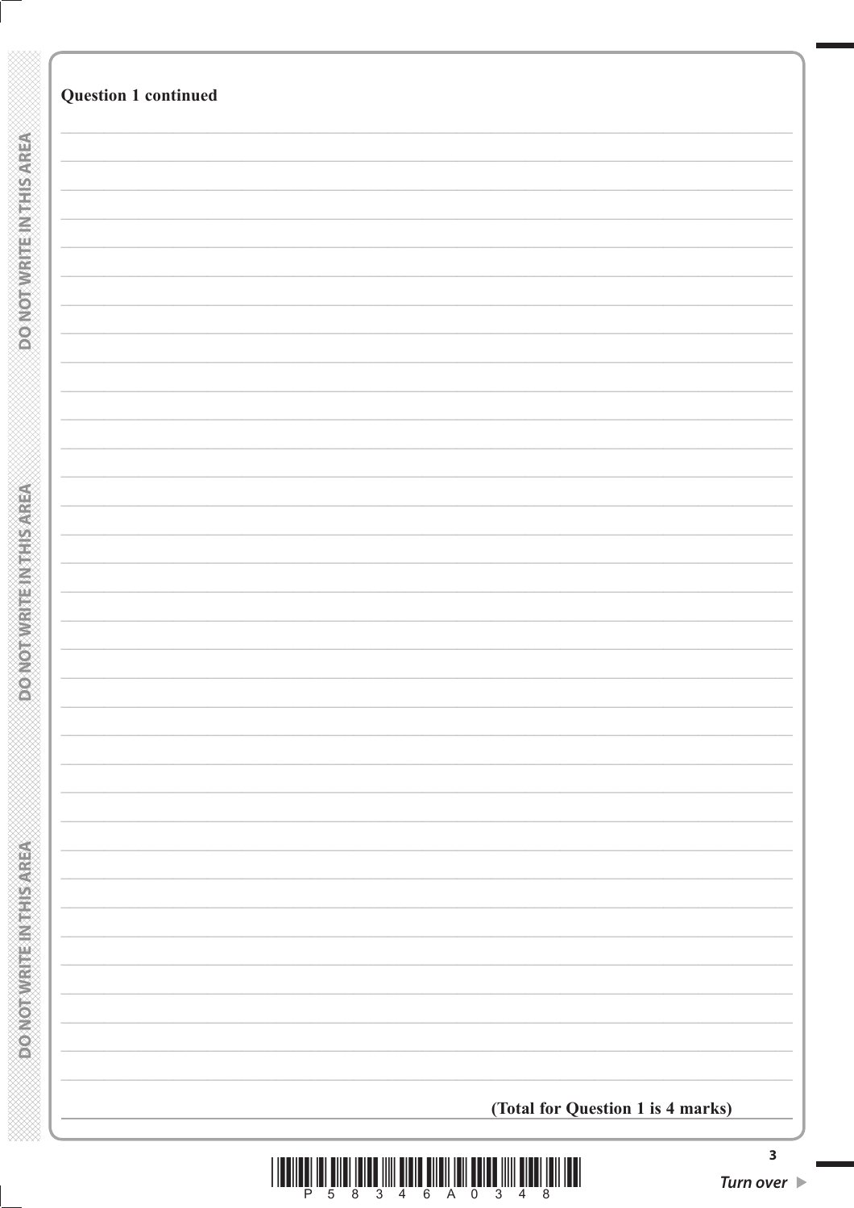**Question 1 continued**

**(Total for Question 1 is 4 marks)**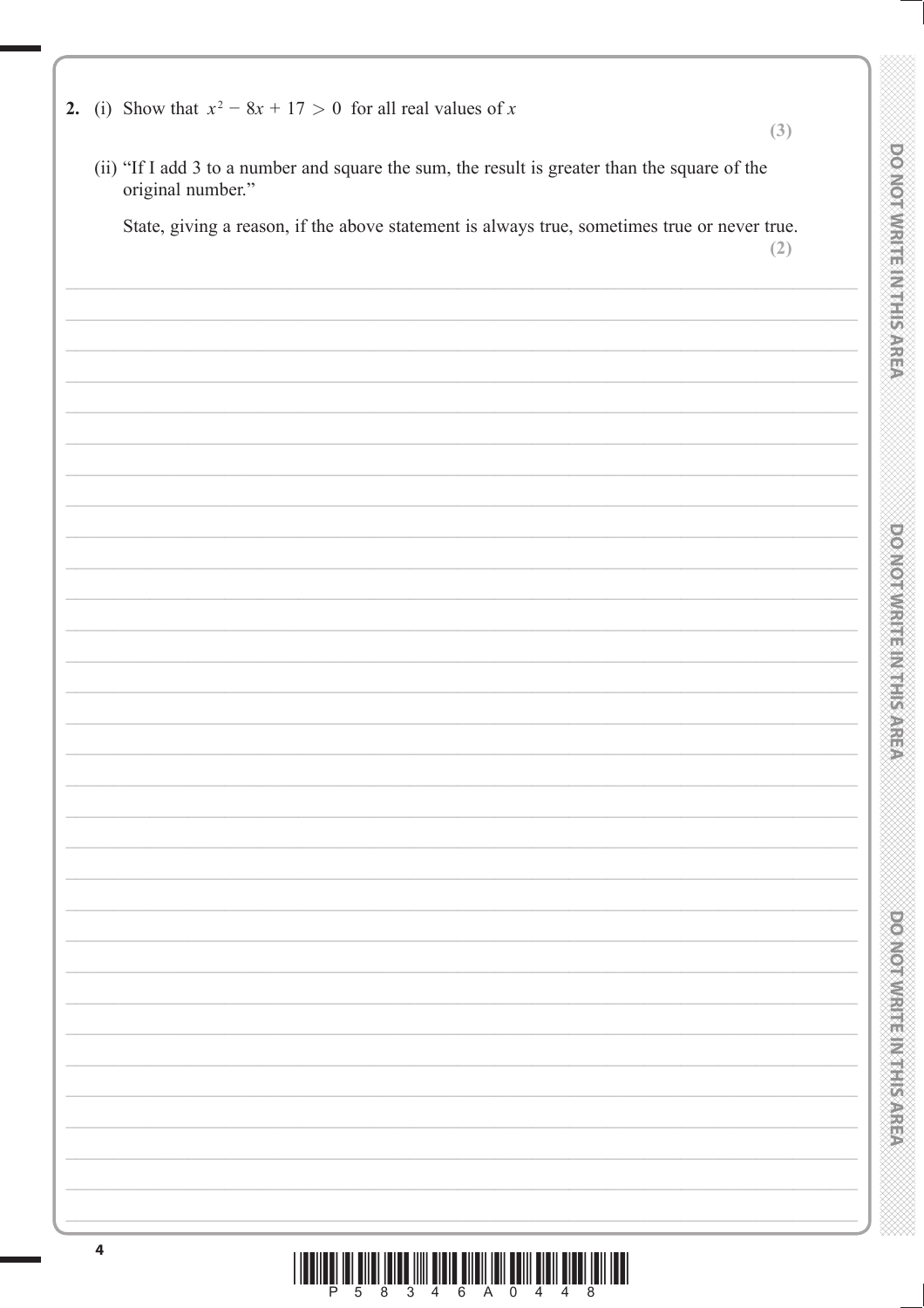**2.** (i) Show that $x^2 - 8x + 17 > 0$ for all real values of $x$

**(3)**

(ii) "If I add 3 to a number and square the sum, the result is greater than the square of the original number."

State, giving a reason, if the above statement is always true, sometimes true or never true.

**(2)**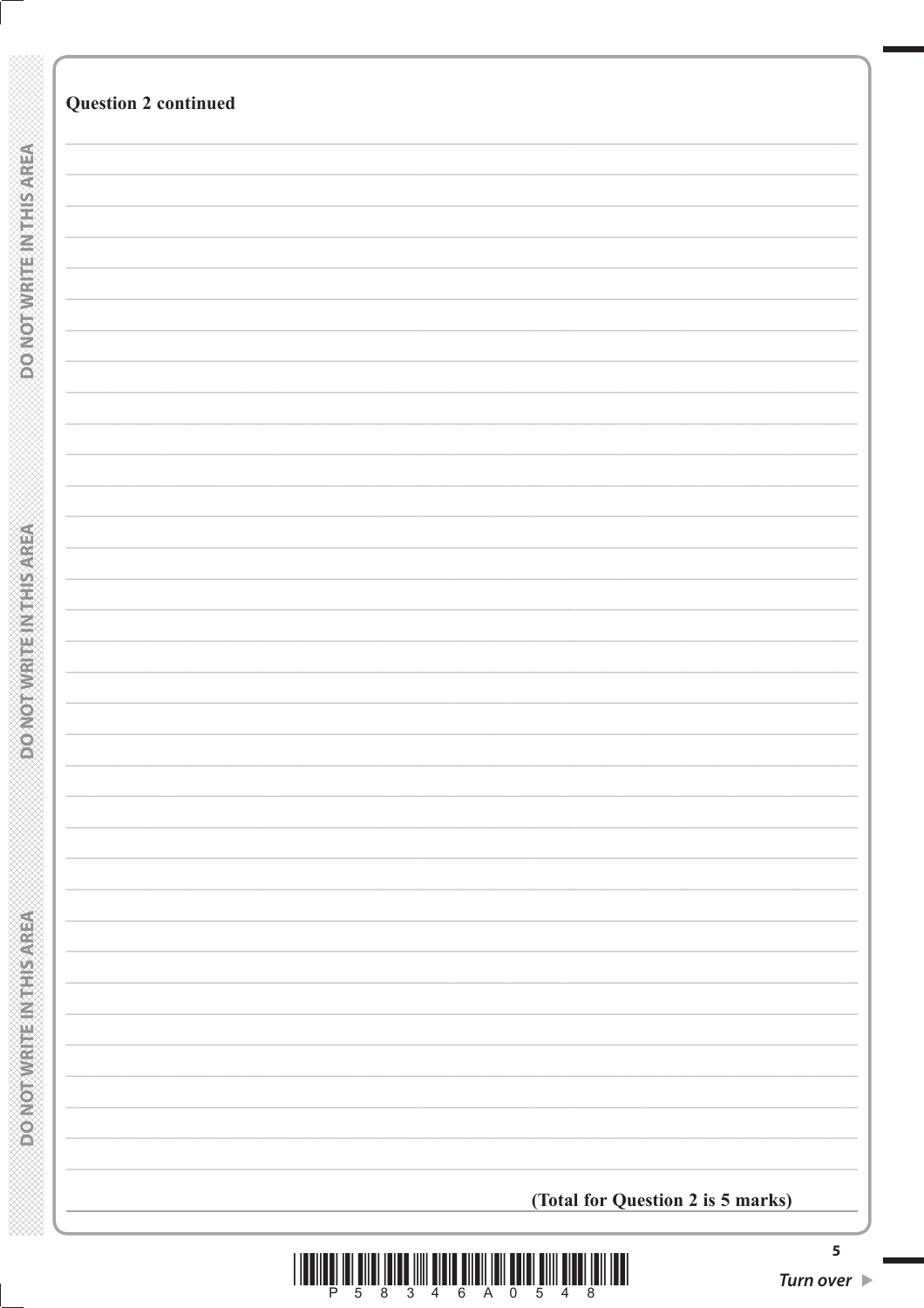**Question 2 continued**

**(Total for Question 2 is 5 marks)**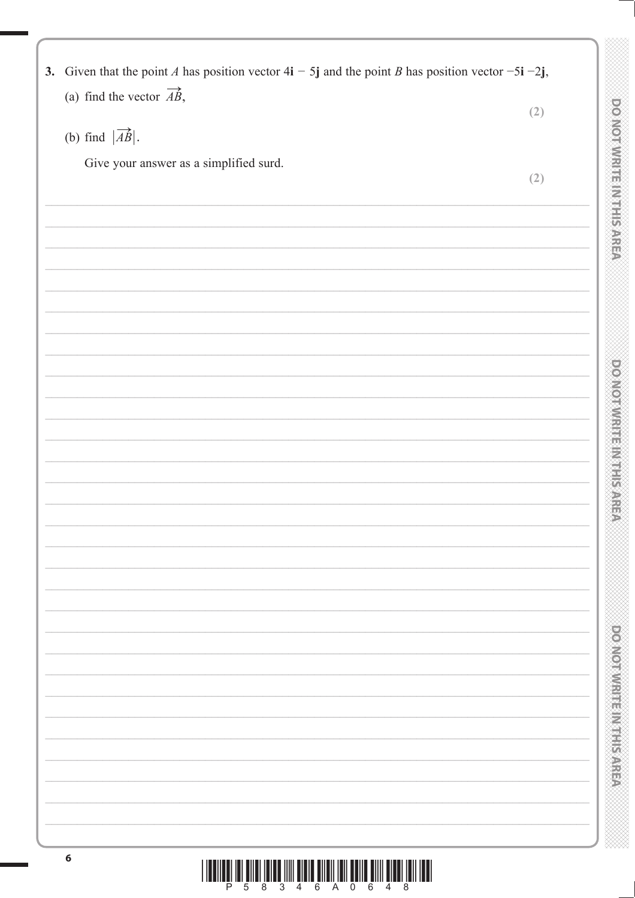3. Given that the point $A$ has position vector $4\mathbf{i} - 5\mathbf{j}$ and the point $B$ has position vector $-5\mathbf{i} - 2\mathbf{j}$,

(a) find the vector $\overrightarrow{AB}$,

**(2)**

(b) find $|\overrightarrow{AB}|$.

Give your answer as a simplified surd.

**(2)**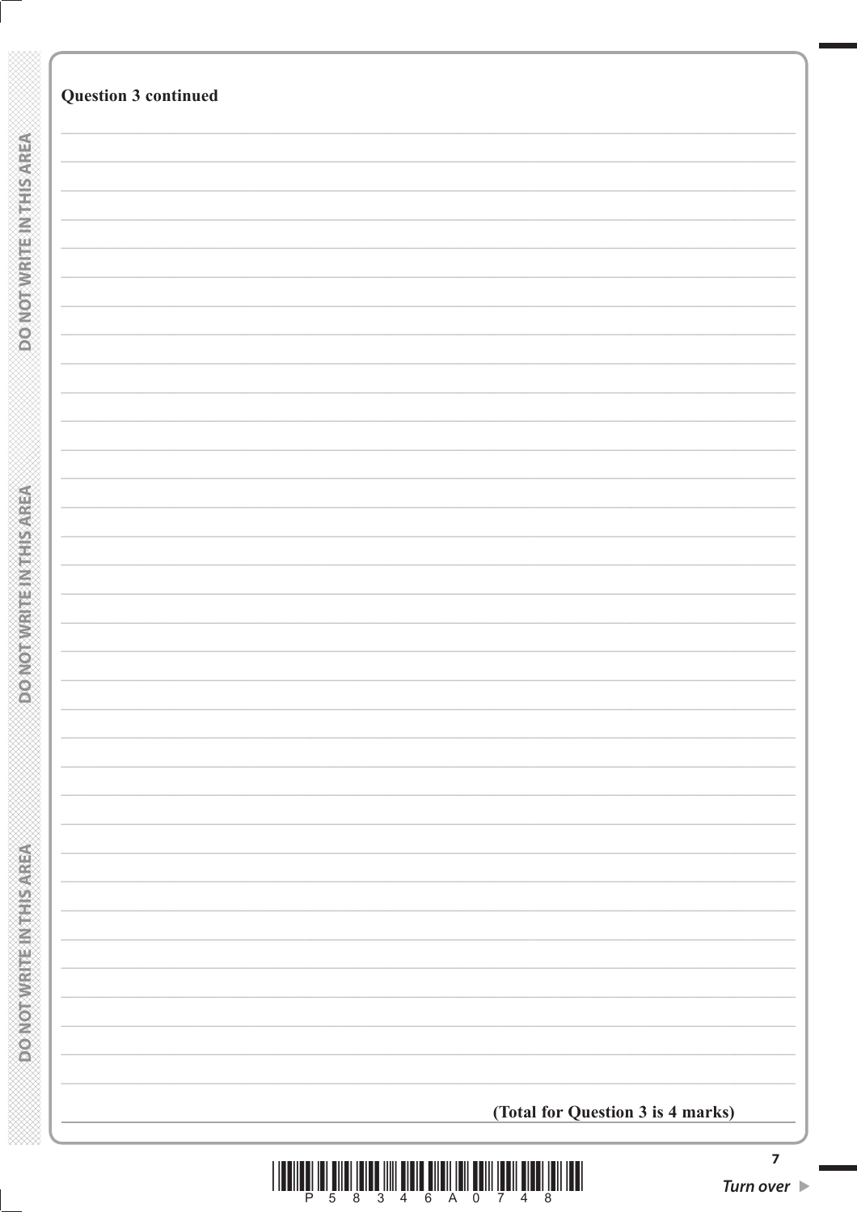**Question 3 continued**

**(Total for Question 3 is 4 marks)**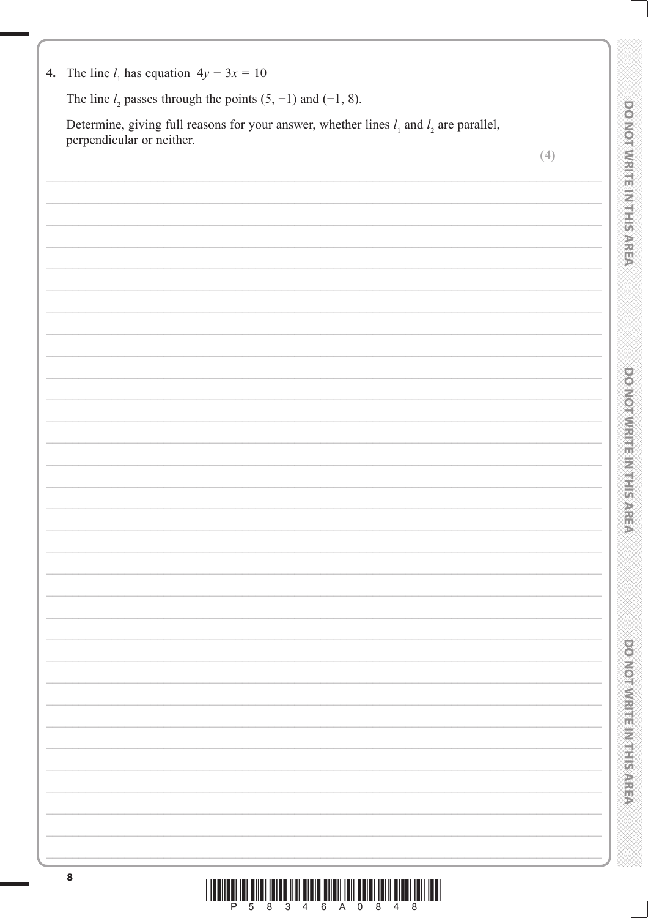**4.** The line $l_1$ has equation $4y - 3x = 10$

The line $l_2$ passes through the points $(5, -1)$ and $(-1, 8)$.

Determine, giving full reasons for your answer, whether lines $l_1$ and $l_2$ are parallel, perpendicular or neither.

**(4)**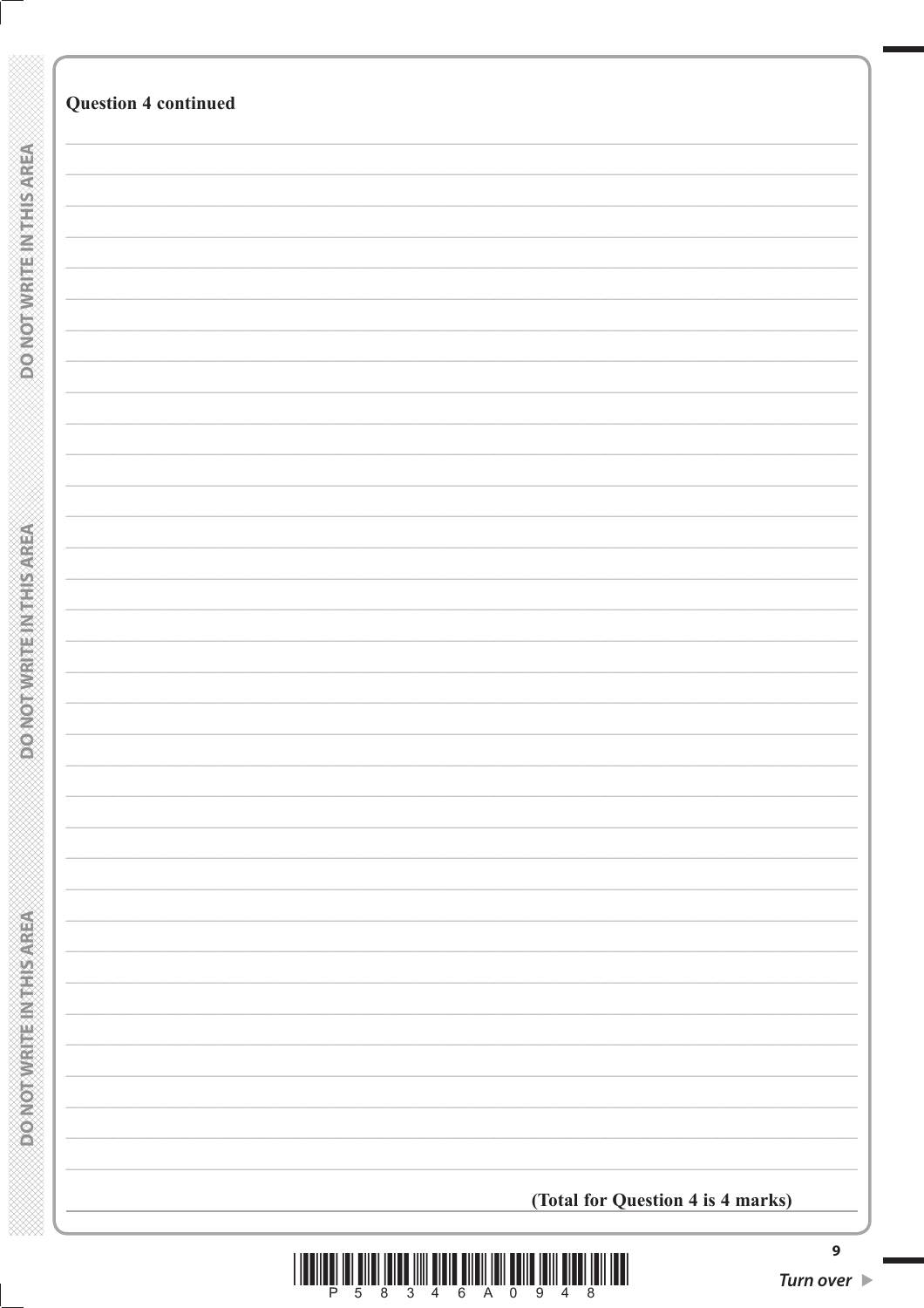**Question 4 continued**

**(Total for Question 4 is 4 marks)**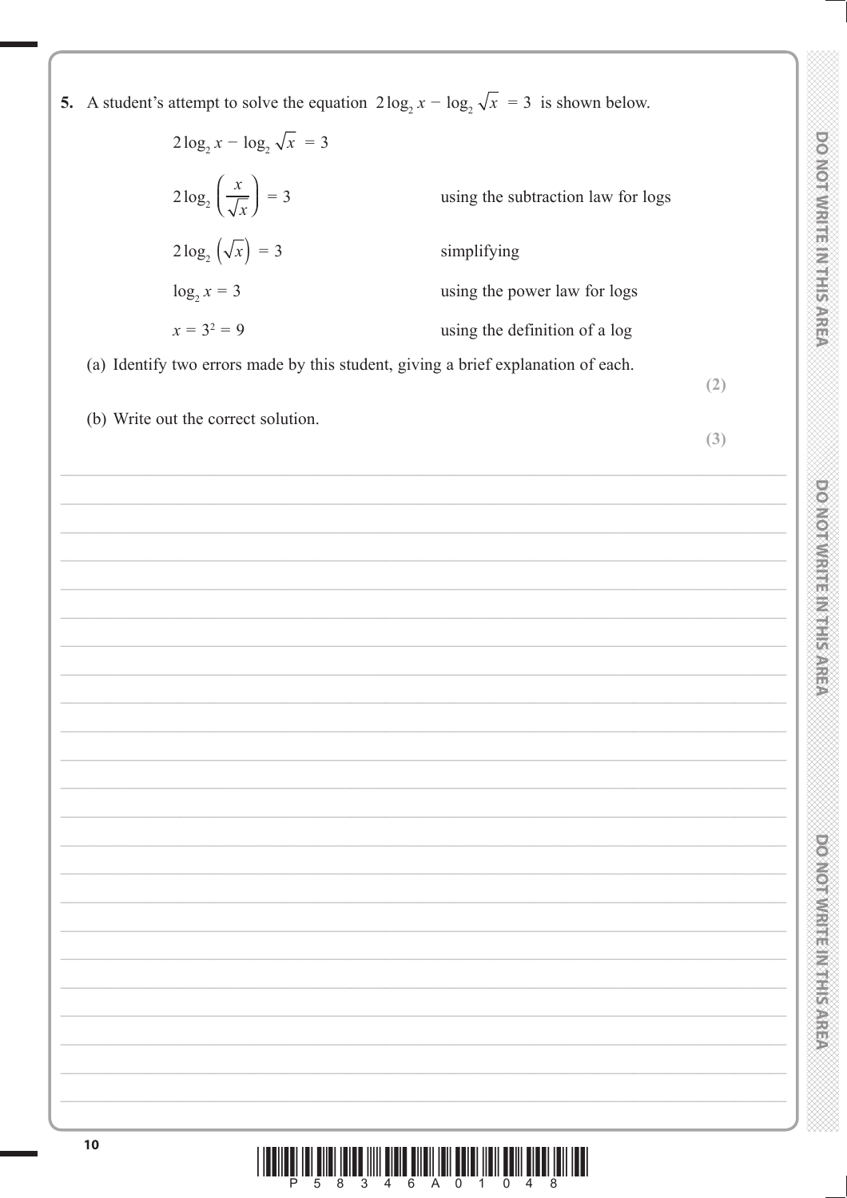**5.** A student's attempt to solve the equation $2\log_2 x - \log_2 \sqrt{x} = 3$ is shown below.

| | |
|---|---|
| $2\log_2 x - \log_2 \sqrt{x} = 3$ | |
| $2\log_2 \left(\dfrac{x}{\sqrt{x}}\right) = 3$ | using the subtraction law for logs |
| $2\log_2 \left(\sqrt{x}\right) = 3$ | simplifying |
| $\log_2 x = 3$ | using the power law for logs |
| $x = 3^2 = 9$ | using the definition of a log |

(a) Identify two errors made by this student, giving a brief explanation of each.

**(2)**

(b) Write out the correct solution.

**(3)**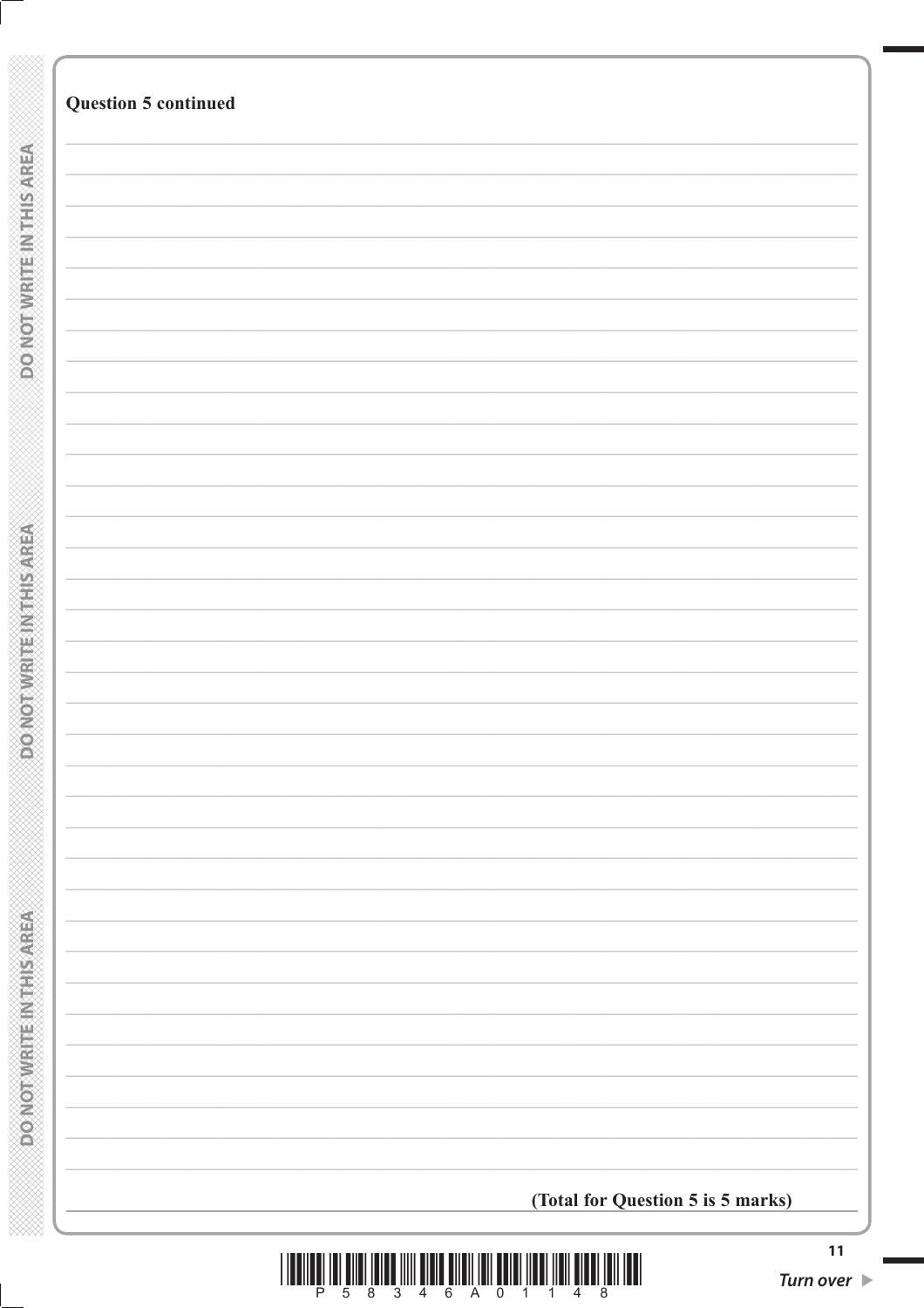**Question 5 continued**

**(Total for Question 5 is 5 marks)**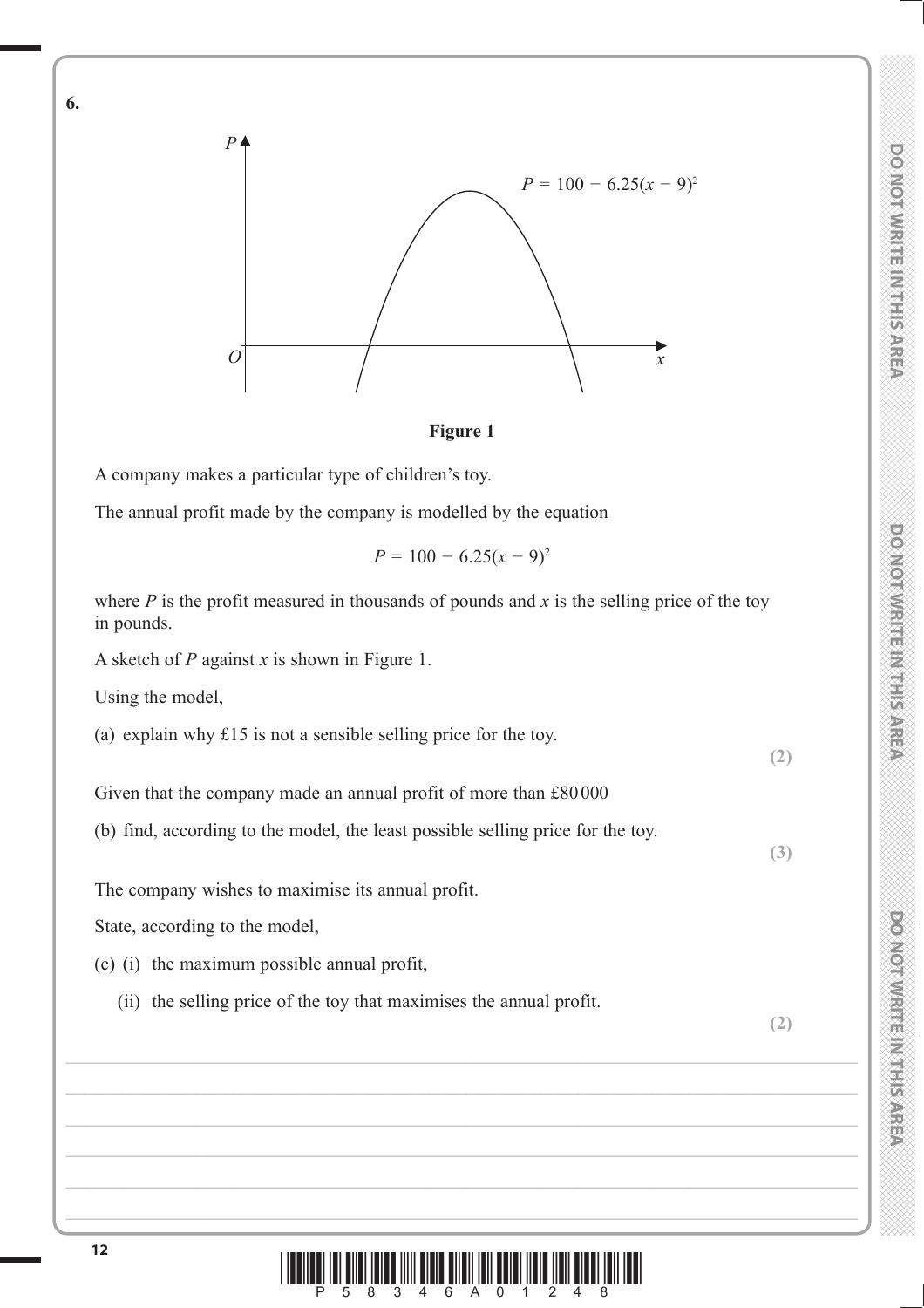**6.**

**Figure 1**

A company makes a particular type of children's toy.

The annual profit made by the company is modelled by the equation

$$P = 100 - 6.25(x - 9)^2$$

where $P$ is the profit measured in thousands of pounds and $x$ is the selling price of the toy in pounds.

A sketch of $P$ against $x$ is shown in Figure 1.

Using the model,

(a) explain why £15 is not a sensible selling price for the toy.
**(2)**

Given that the company made an annual profit of more than £80 000

(b) find, according to the model, the least possible selling price for the toy.
**(3)**

The company wishes to maximise its annual profit.

State, according to the model,

(c) (i) the maximum possible annual profit,

(ii) the selling price of the toy that maximises the annual profit.
**(2)**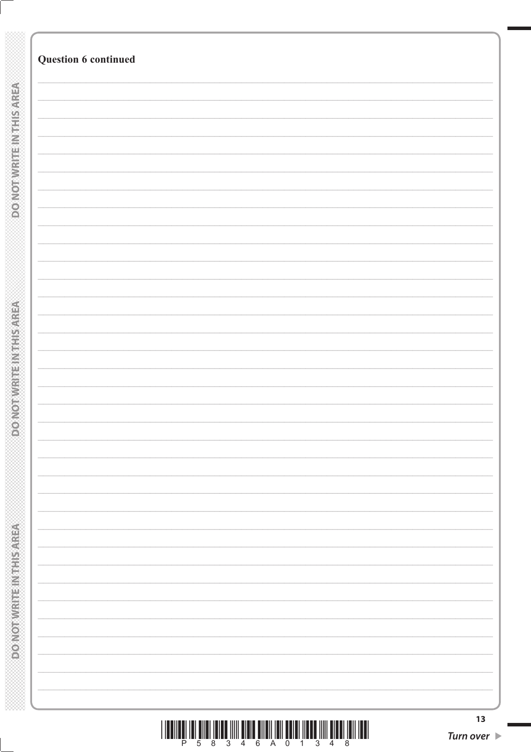**Question 6 continued**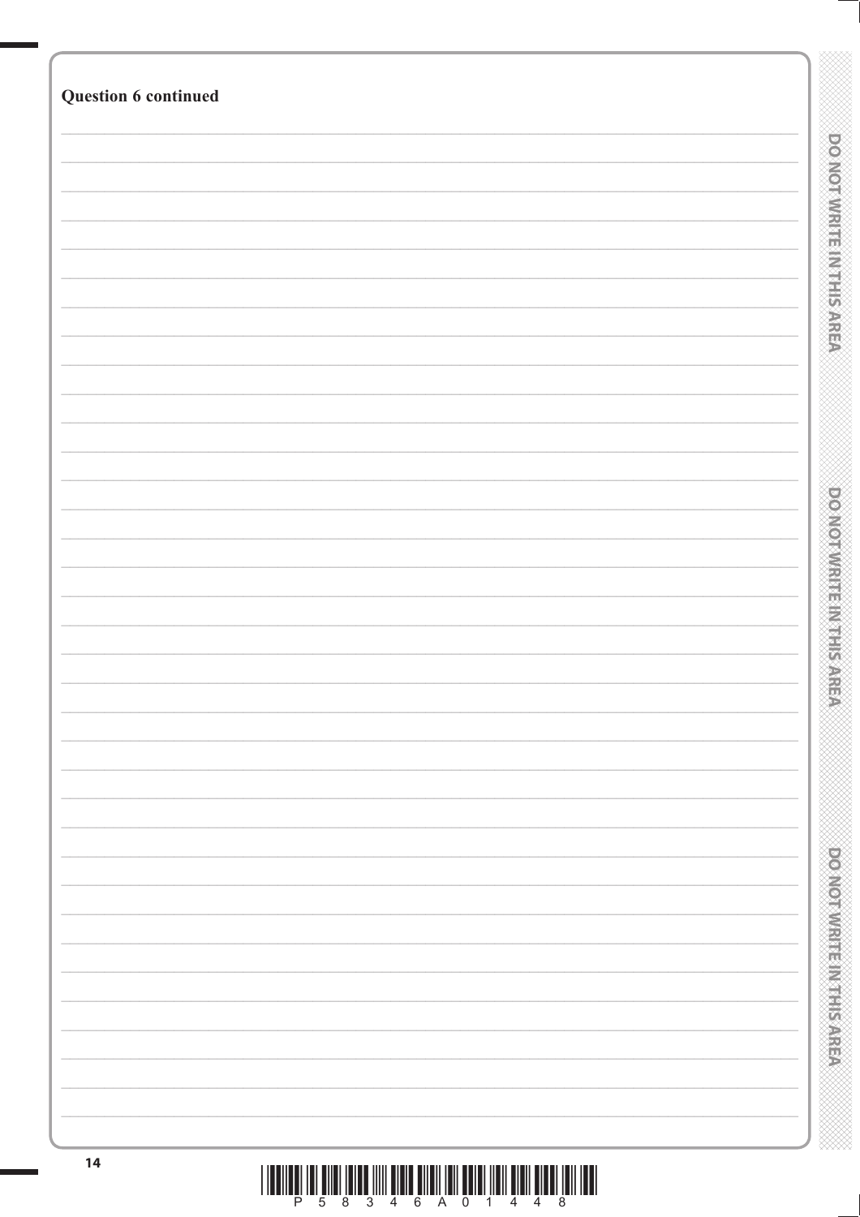**Question 6 continued**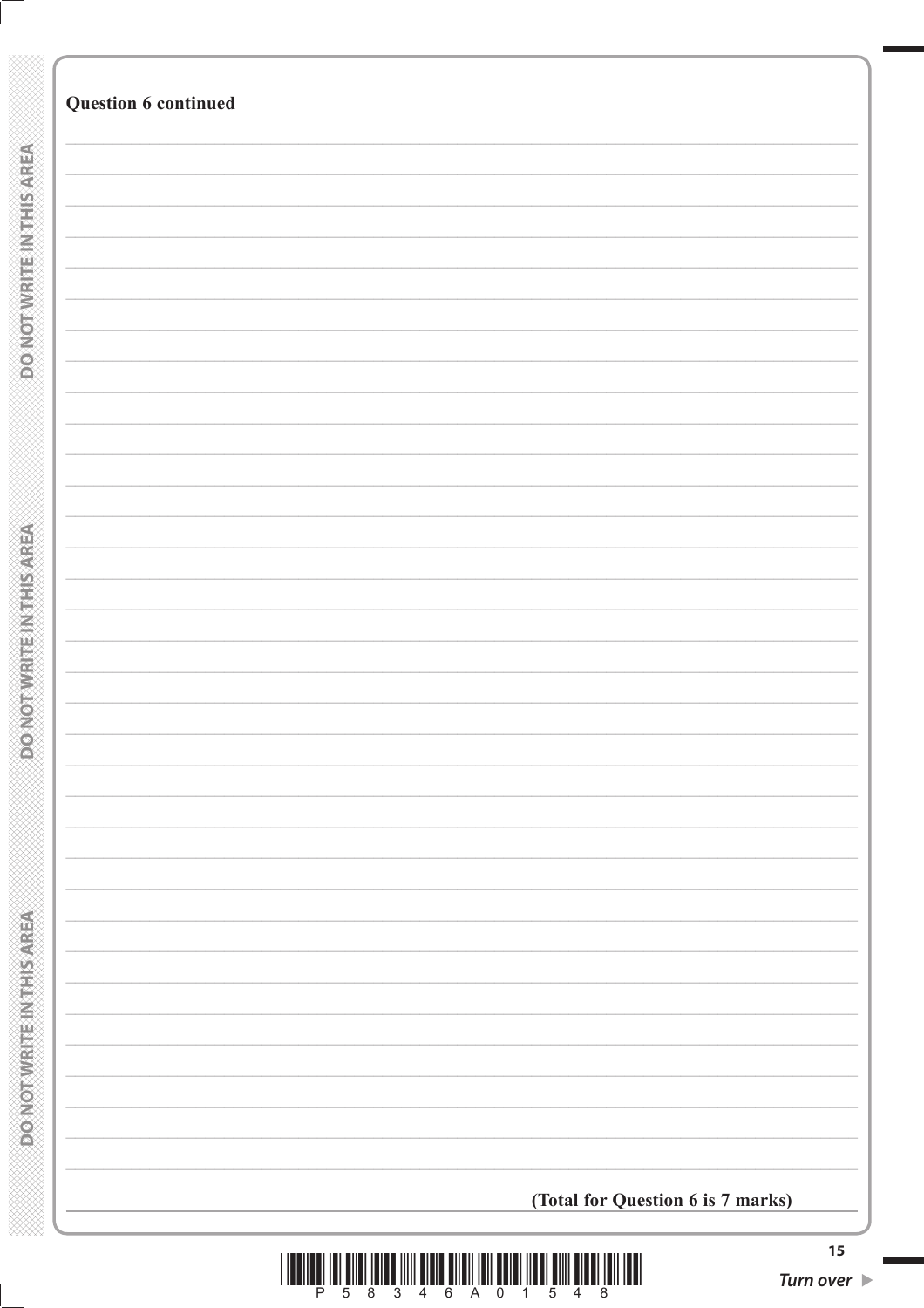**Question 6 continued**

**(Total for Question 6 is 7 marks)**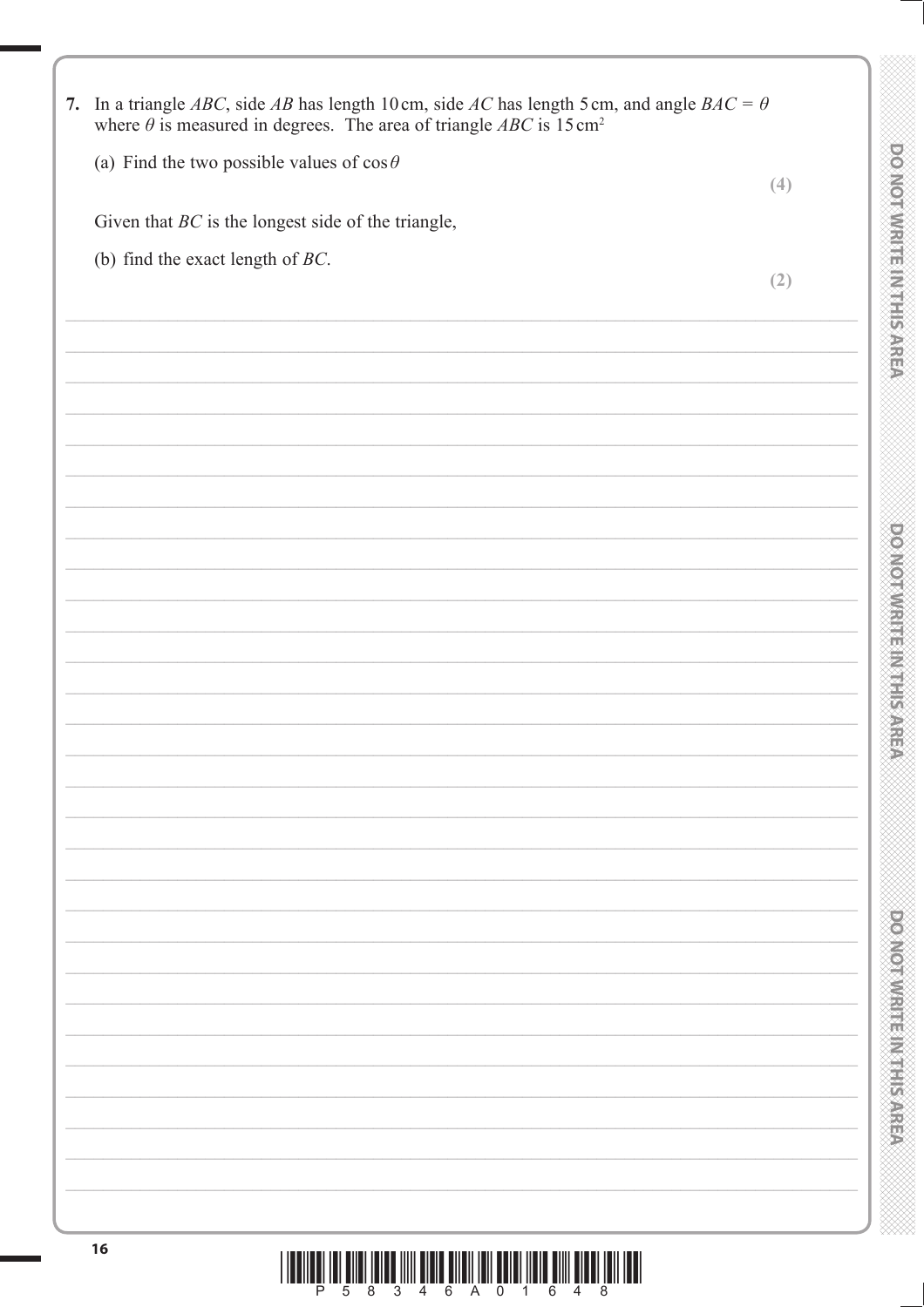7. In a triangle $ABC$, side $AB$ has length 10 cm, side $AC$ has length 5 cm, and angle $BAC = \theta$ where $\theta$ is measured in degrees. The area of triangle $ABC$ is 15 cm$^2$

   (a) Find the two possible values of $\cos\theta$

   **(4)**

   Given that $BC$ is the longest side of the triangle,

   (b) find the exact length of $BC$.

   **(2)**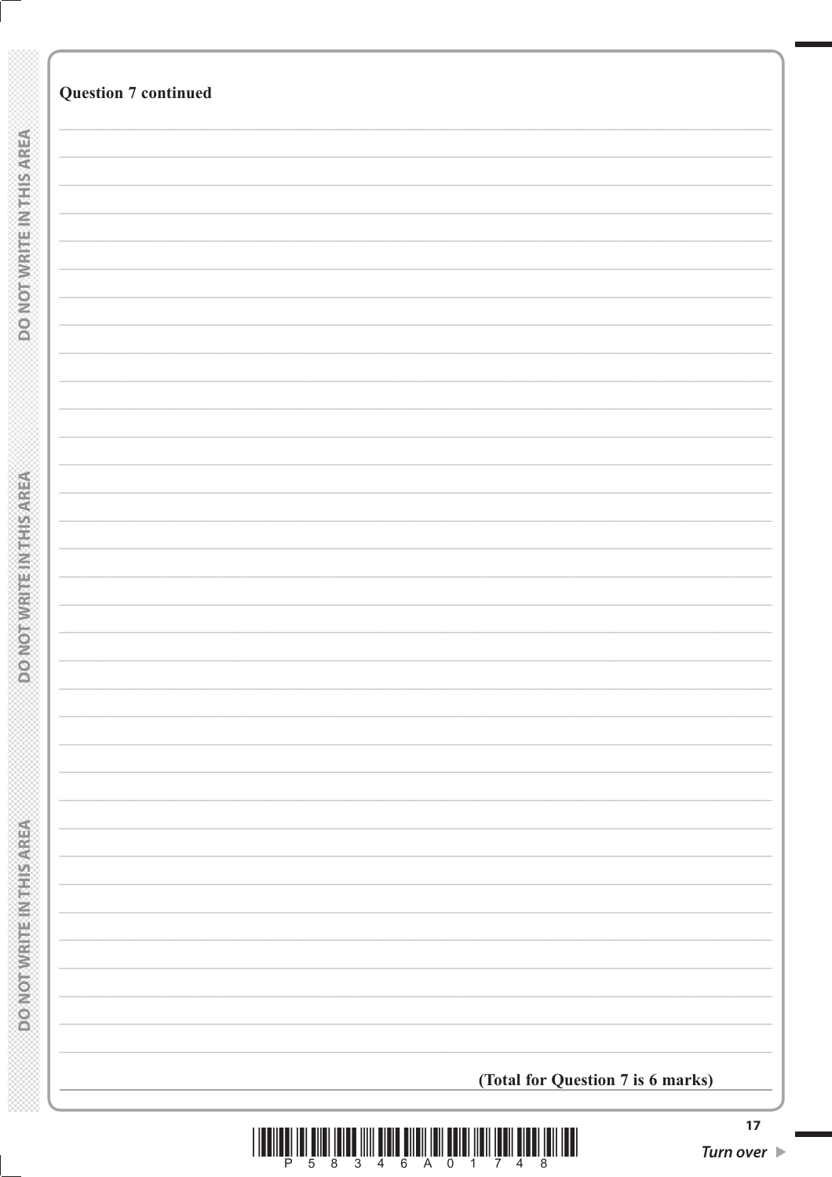**Question 7 continued**

**(Total for Question 7 is 6 marks)**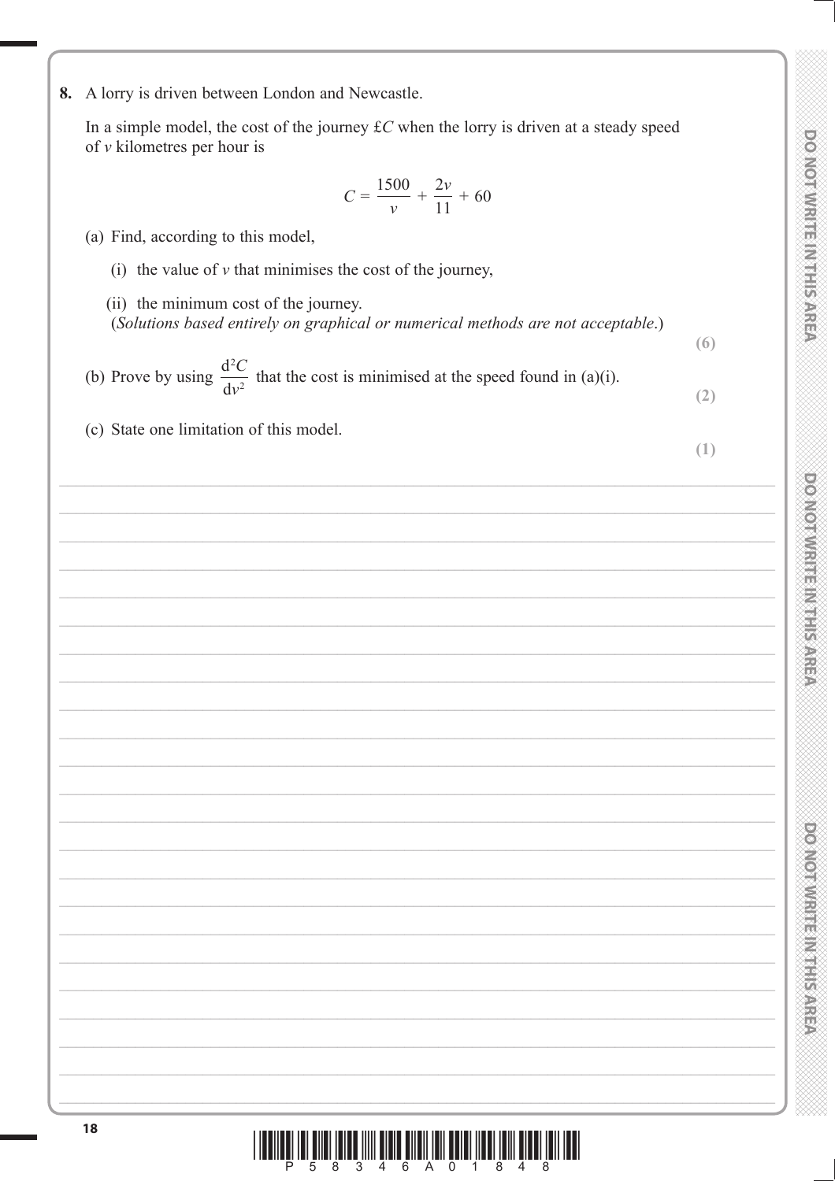**8.** A lorry is driven between London and Newcastle.

In a simple model, the cost of the journey £$C$ when the lorry is driven at a steady speed of $v$ kilometres per hour is

$$C = \frac{1500}{v} + \frac{2v}{11} + 60$$

(a) Find, according to this model,

(i) the value of $v$ that minimises the cost of the journey,

(ii) the minimum cost of the journey.

(*Solutions based entirely on graphical or numerical methods are not acceptable.*)

**(6)**

(b) Prove by using $\frac{d^2C}{dv^2}$ that the cost is minimised at the speed found in (a)(i).

**(2)**

(c) State one limitation of this model.

**(1)**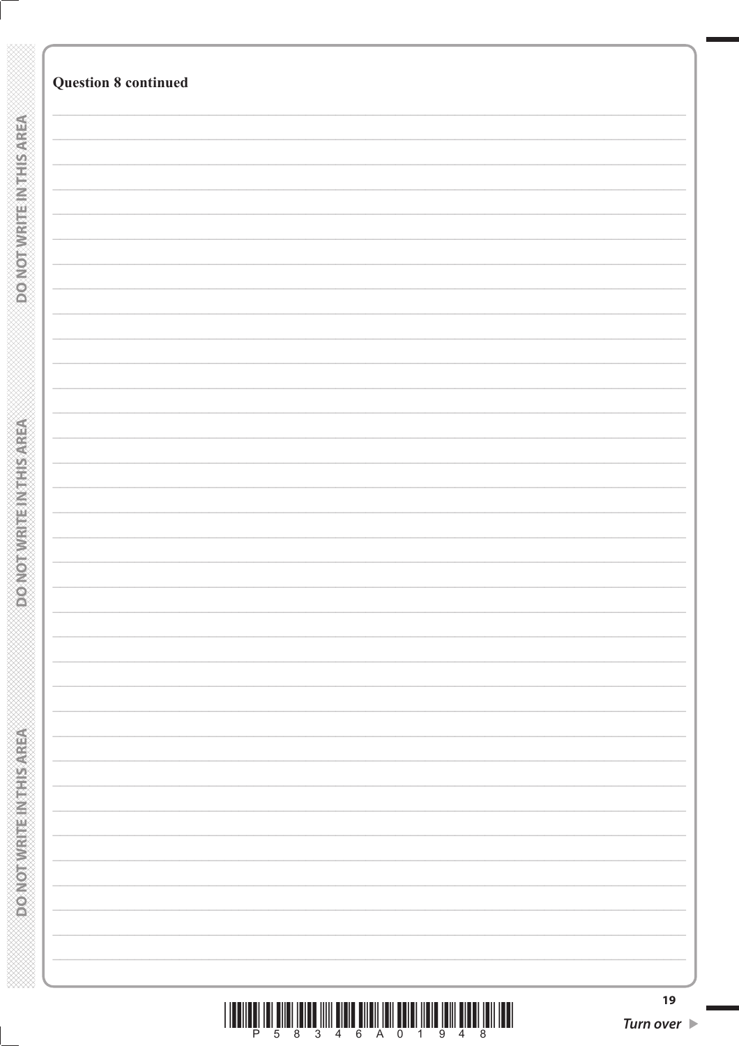**Question 8 continued**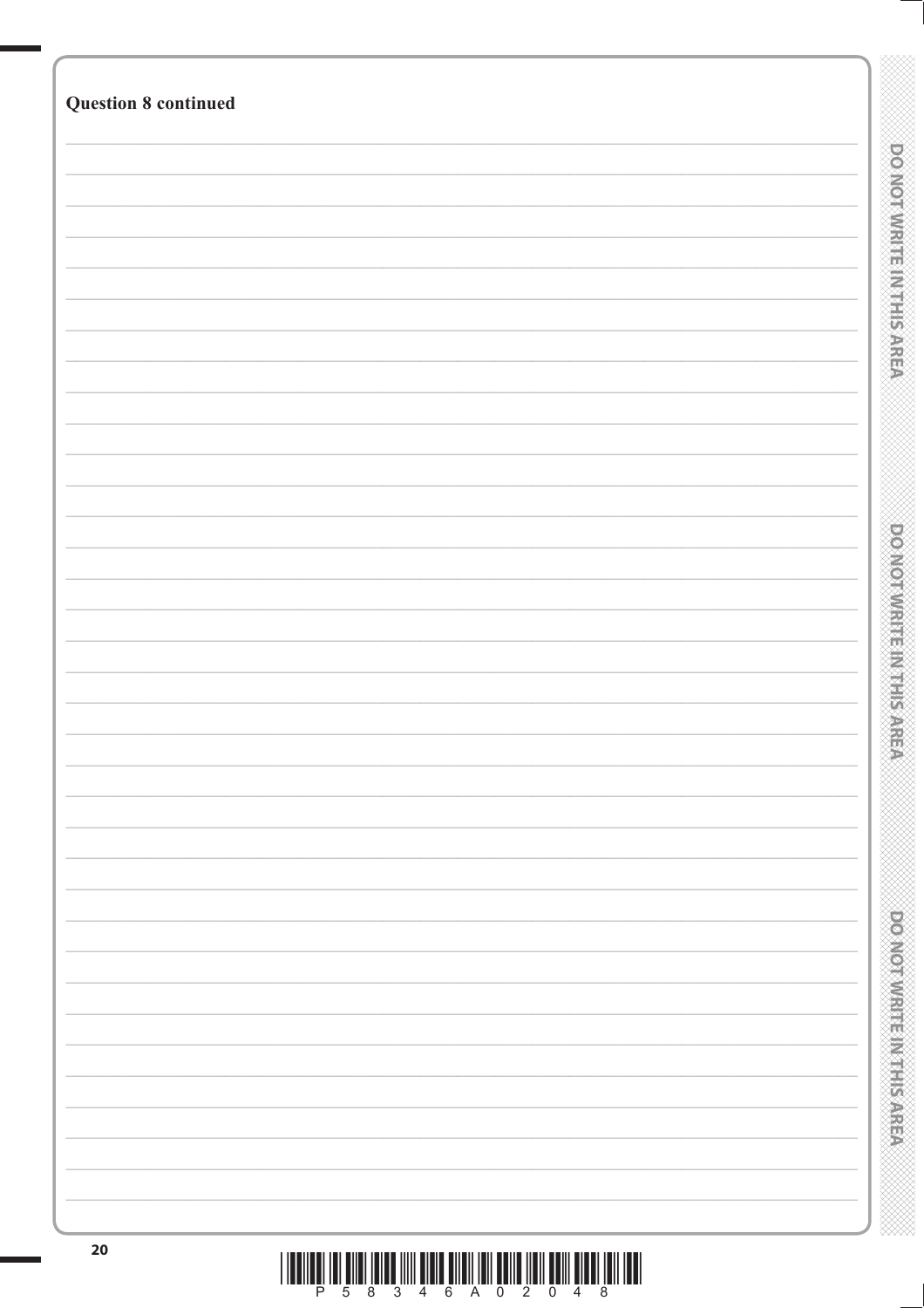**Question 8 continued**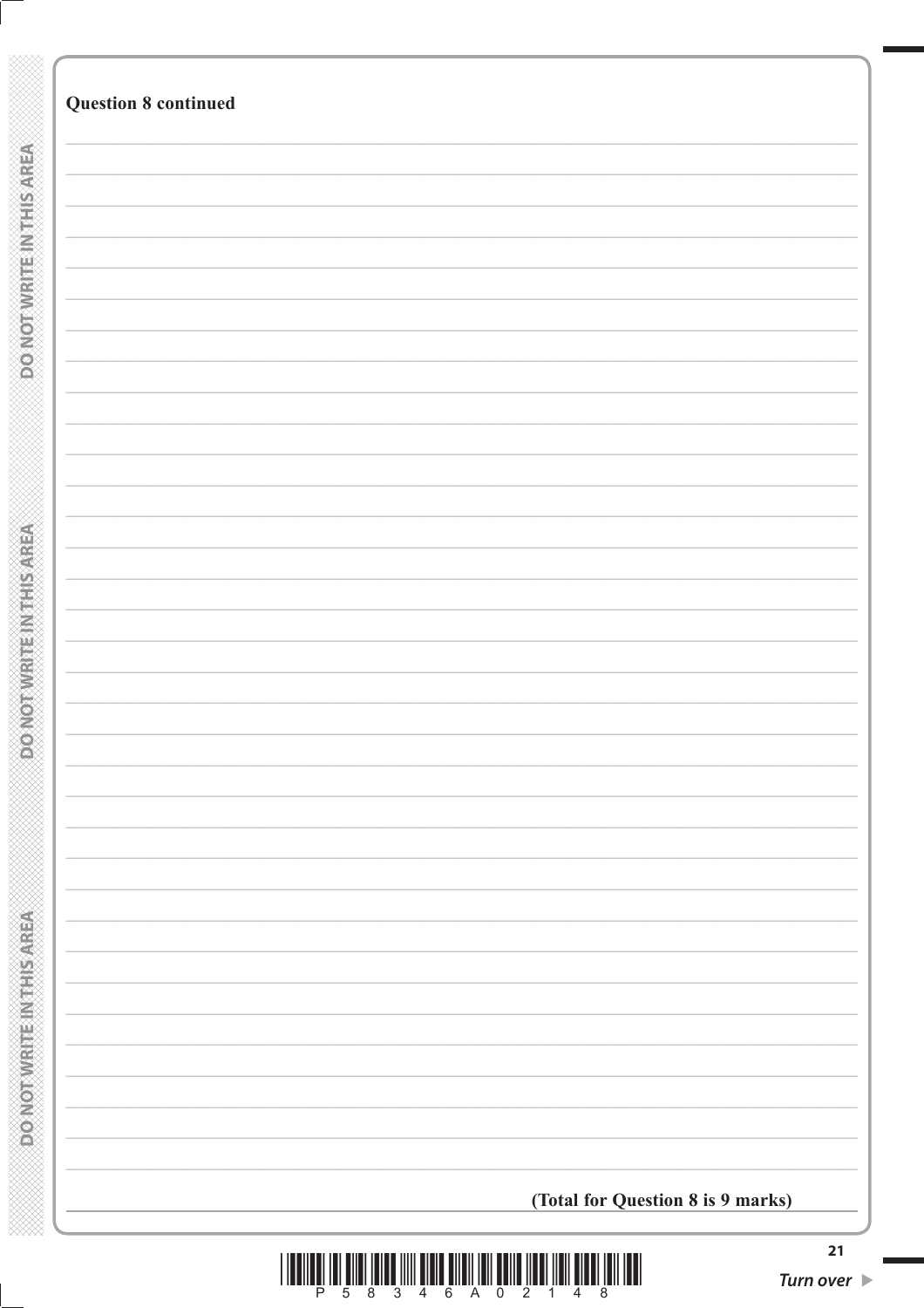**Question 8 continued**

**(Total for Question 8 is 9 marks)**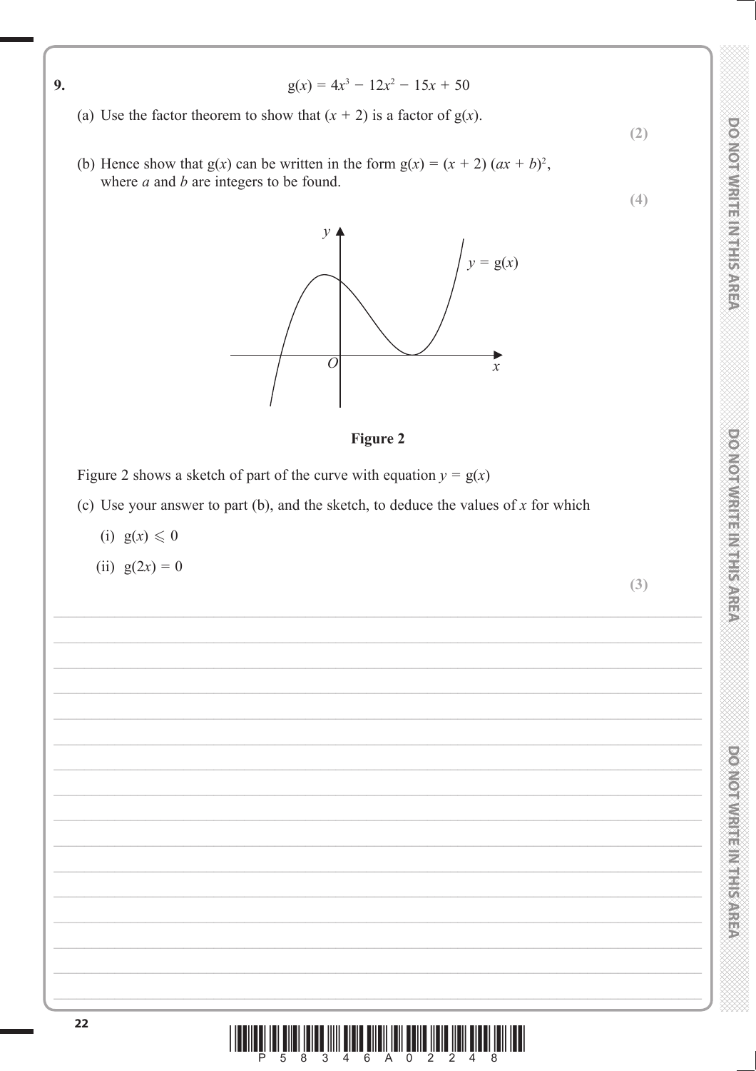**9.**

$$g(x) = 4x^3 - 12x^2 - 15x + 50$$

(a) Use the factor theorem to show that $(x + 2)$ is a factor of $g(x)$.

**(2)**

(b) Hence show that $g(x)$ can be written in the form $g(x) = (x + 2)(ax + b)^2$, where $a$ and $b$ are integers to be found.

**(4)**

**Figure 2**

Figure 2 shows a sketch of part of the curve with equation $y = g(x)$

(c) Use your answer to part (b), and the sketch, to deduce the values of $x$ for which

(i) $g(x) \leqslant 0$

(ii) $g(2x) = 0$

**(3)**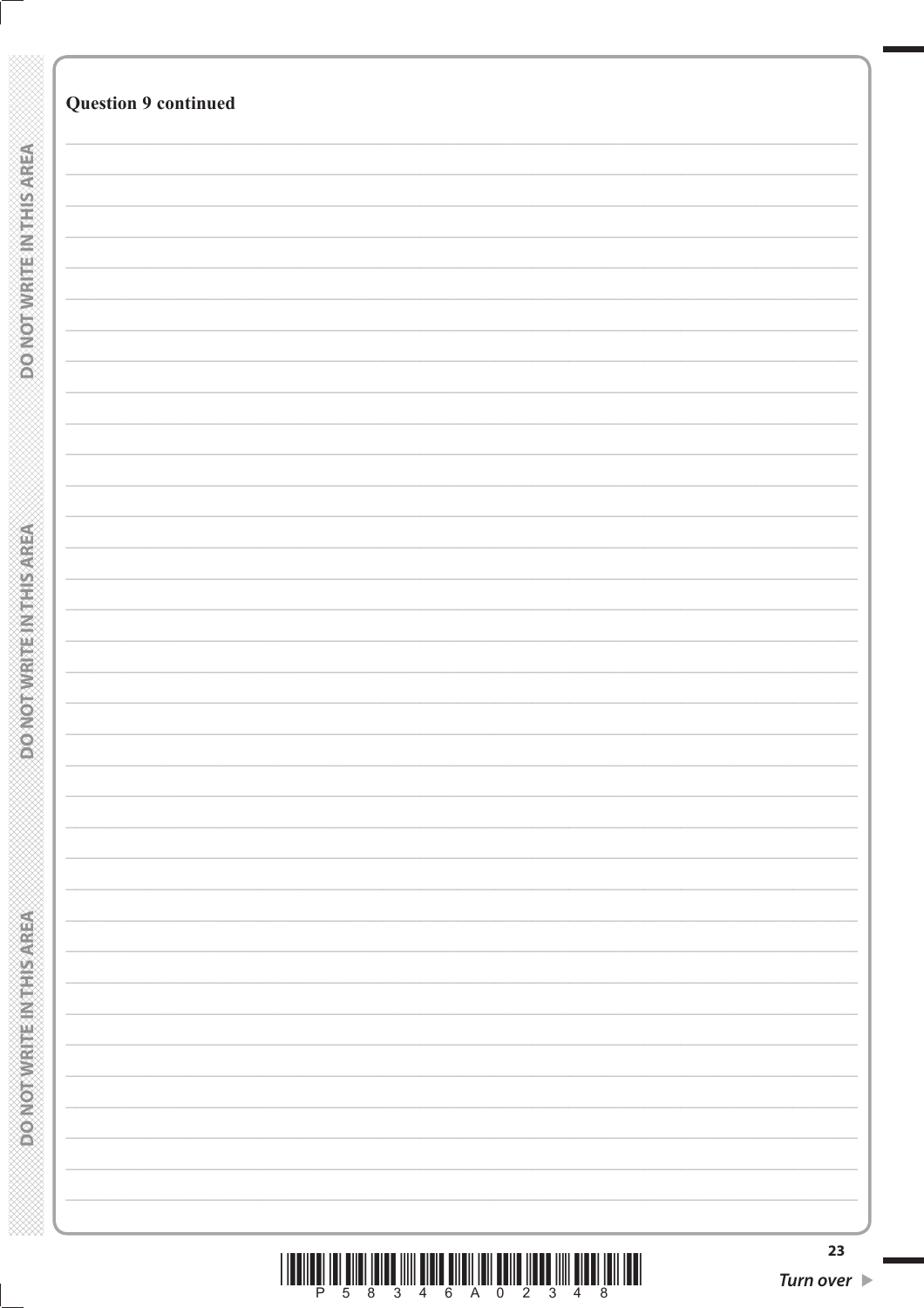**Question 9 continued**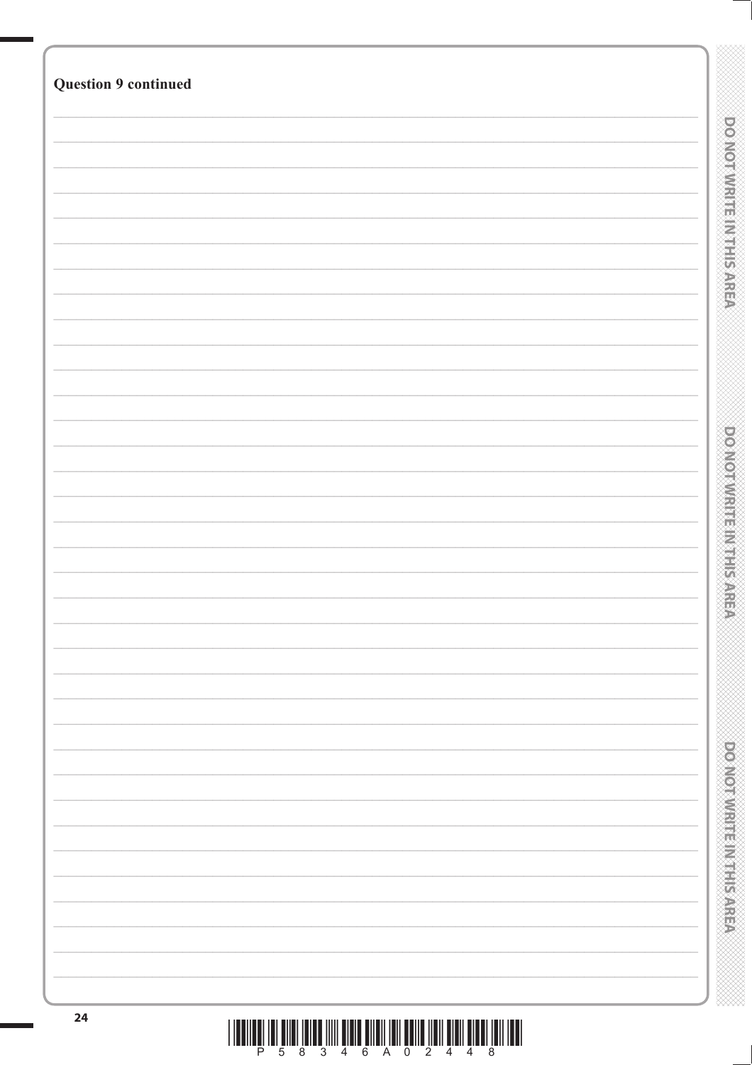**Question 9 continued**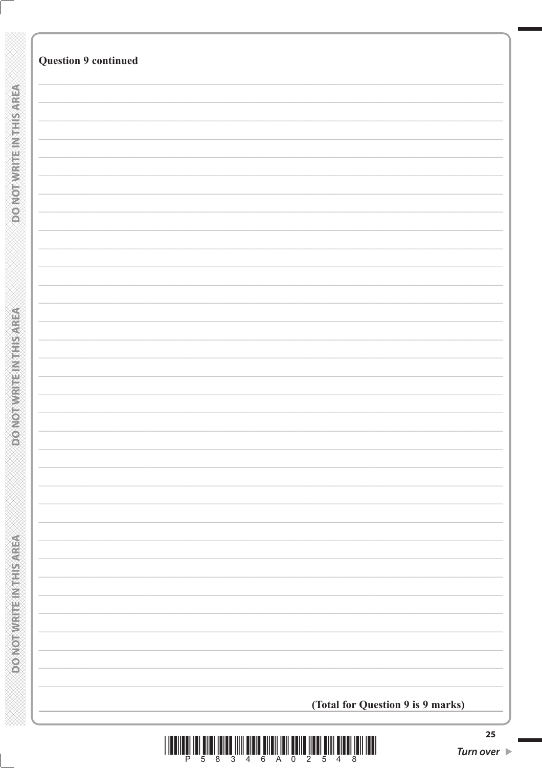**Question 9 continued**

**(Total for Question 9 is 9 marks)**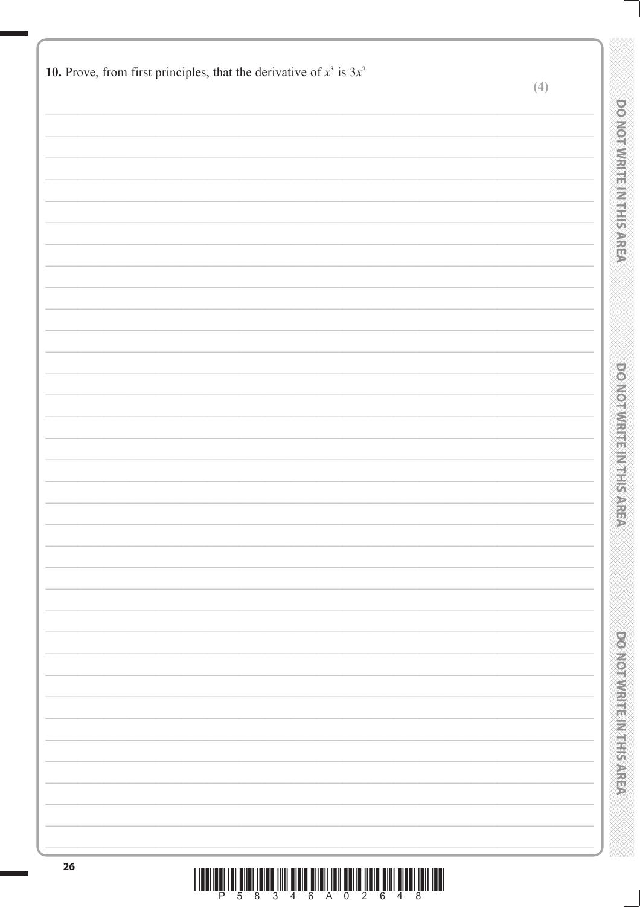**10.** Prove, from first principles, that the derivative of $x^3$ is $3x^2$

**(4)**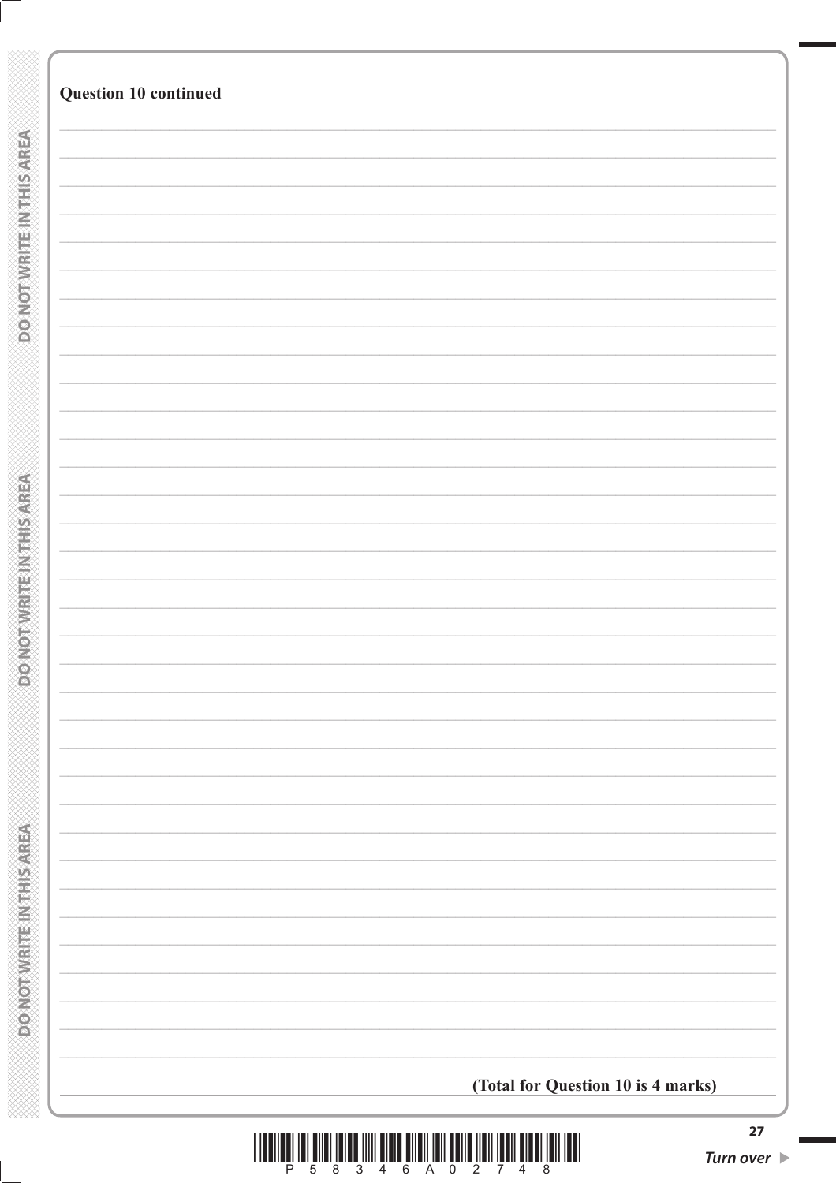**Question 10 continued**

**(Total for Question 10 is 4 marks)**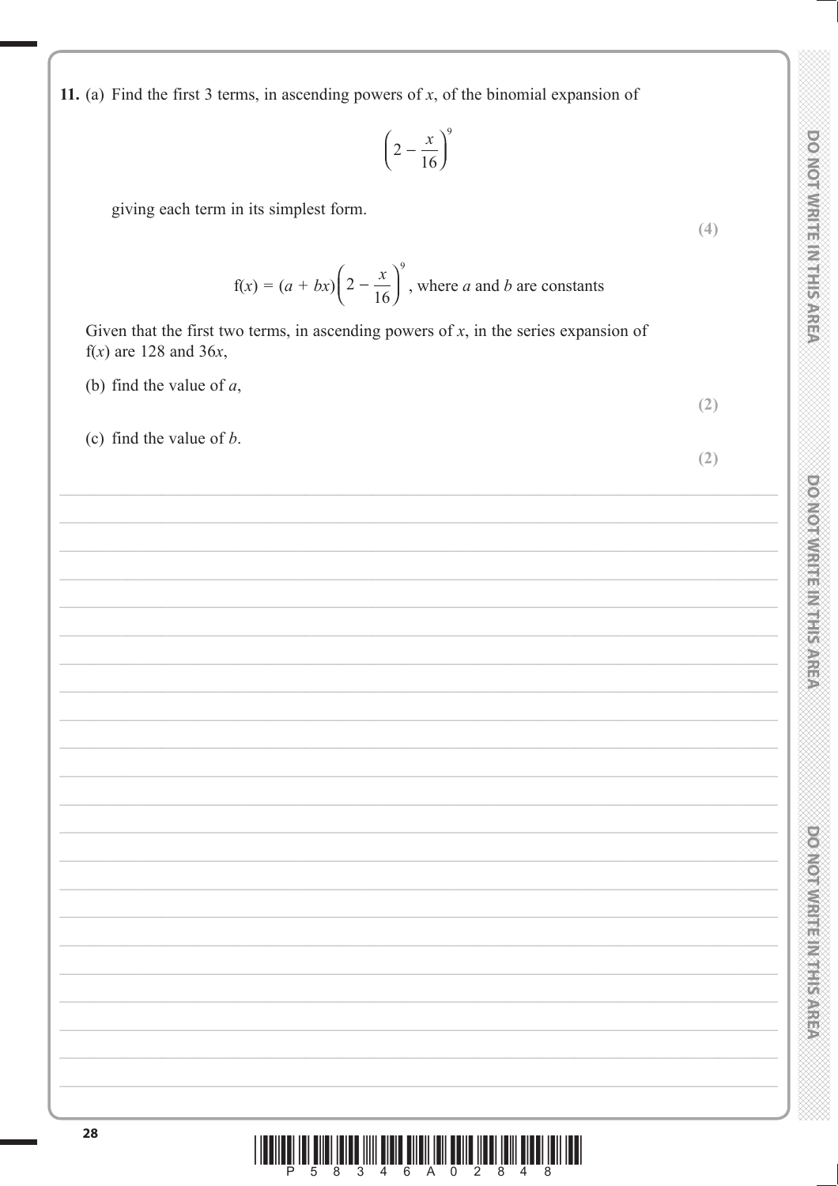**11.** (a) Find the first 3 terms, in ascending powers of $x$, of the binomial expansion of

$$\left(2 - \frac{x}{16}\right)^9$$

giving each term in its simplest form.

**(4)**

$$f(x) = (a + bx)\left(2 - \frac{x}{16}\right)^9, \text{ where } a \text{ and } b \text{ are constants}$$

Given that the first two terms, in ascending powers of $x$, in the series expansion of $f(x)$ are 128 and $36x$,

(b) find the value of $a$,

**(2)**

(c) find the value of $b$.

**(2)**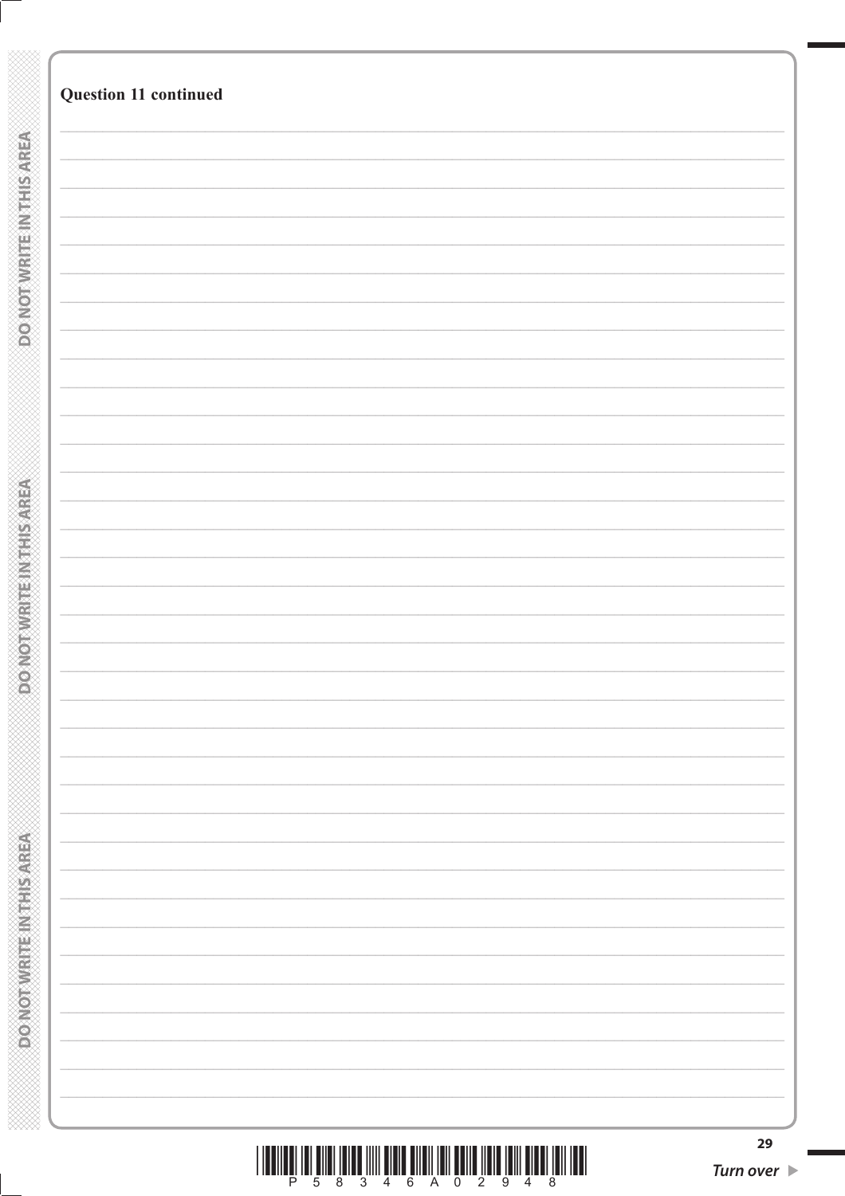**Question 11 continued**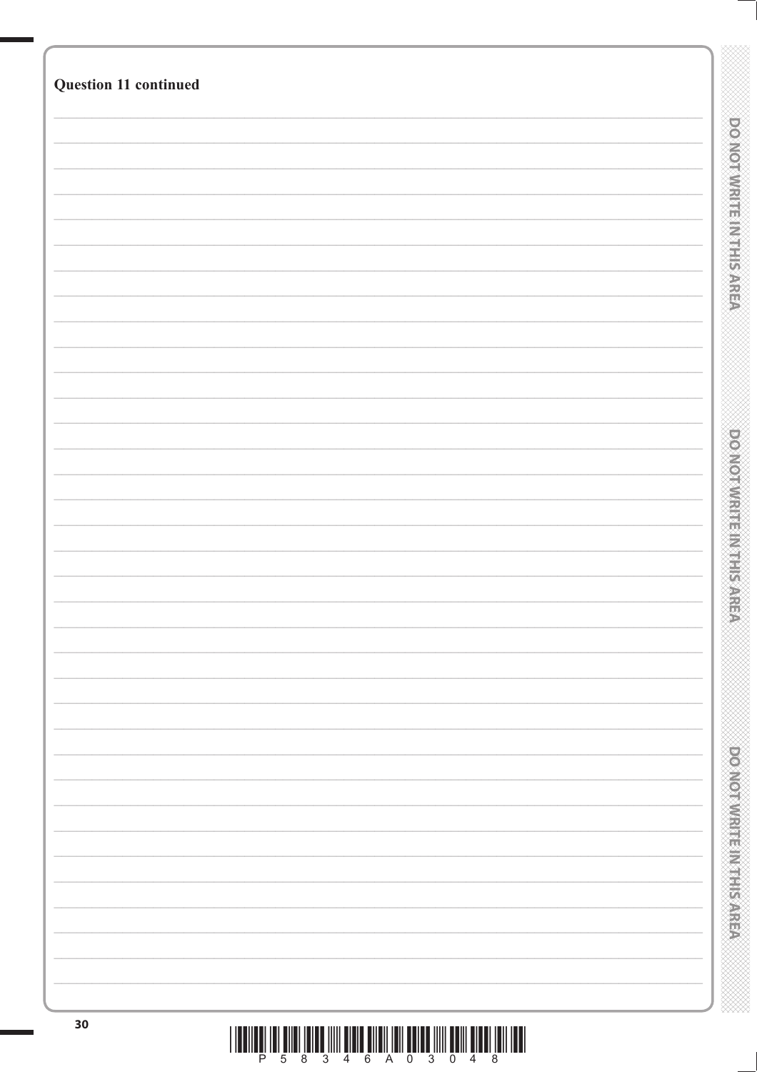**Question 11 continued**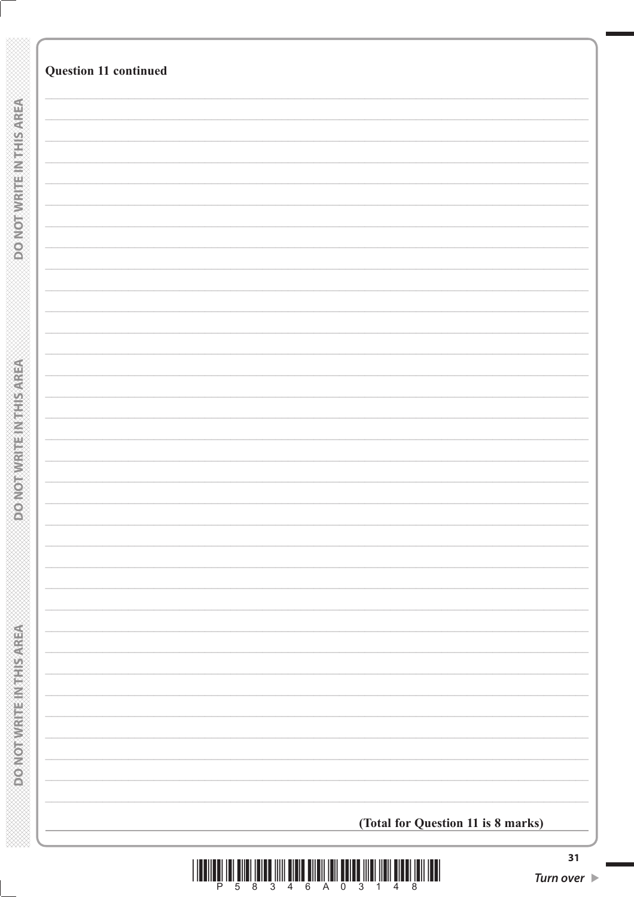**Question 11 continued**

**(Total for Question 11 is 8 marks)**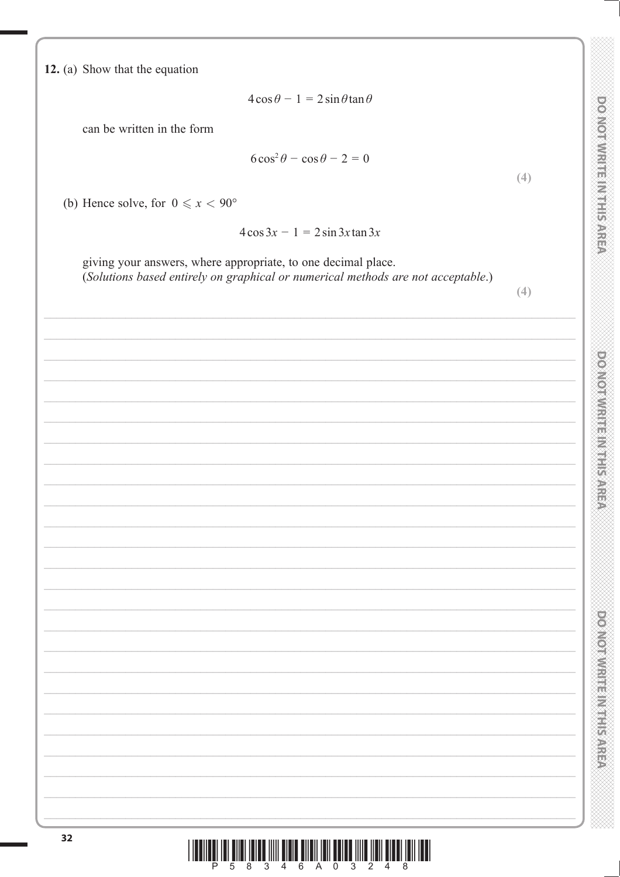**12.** (a) Show that the equation

$$4\cos\theta - 1 = 2\sin\theta\tan\theta$$

can be written in the form

$$6\cos^2\theta - \cos\theta - 2 = 0$$

**(4)**

(b) Hence solve, for $0 \leqslant x < 90°$

$$4\cos 3x - 1 = 2\sin 3x\tan 3x$$

giving your answers, where appropriate, to one decimal place.
(*Solutions based entirely on graphical or numerical methods are not acceptable.*)

**(4)**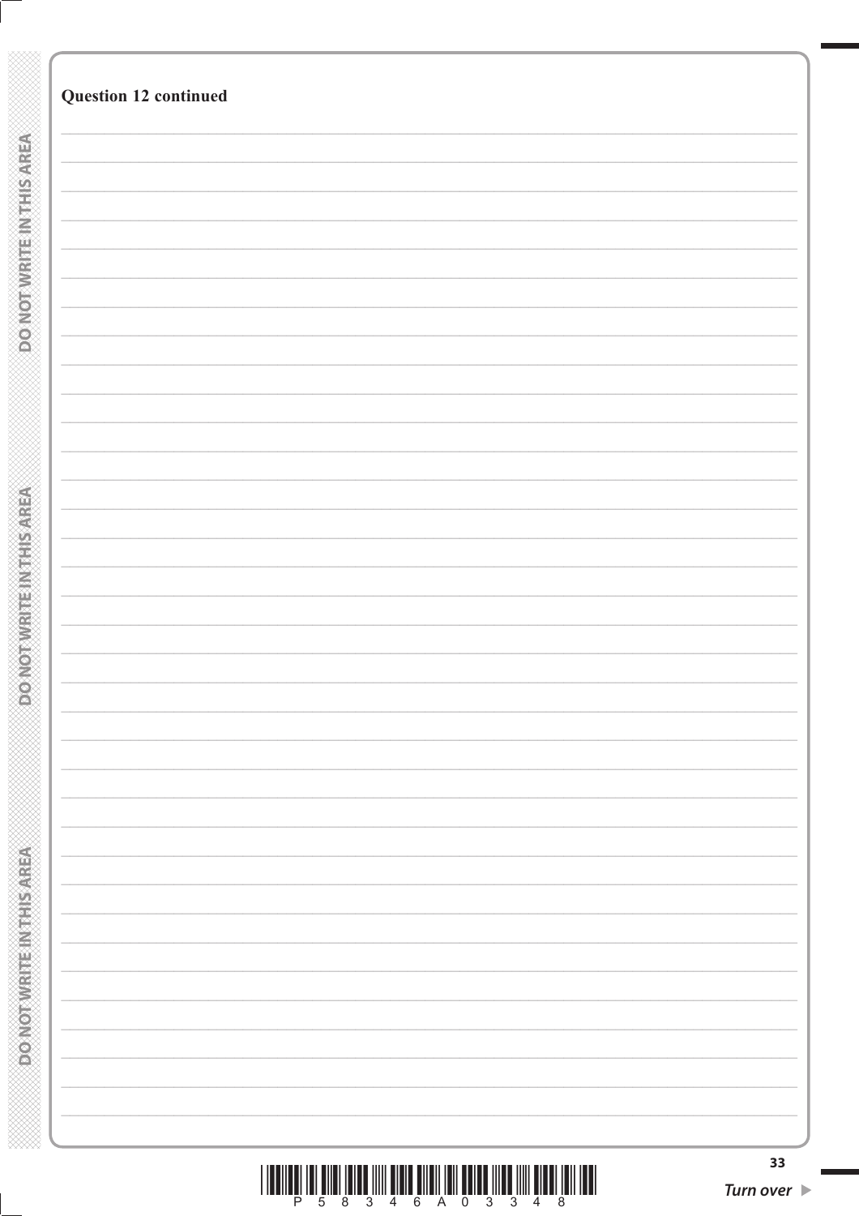**Question 12 continued**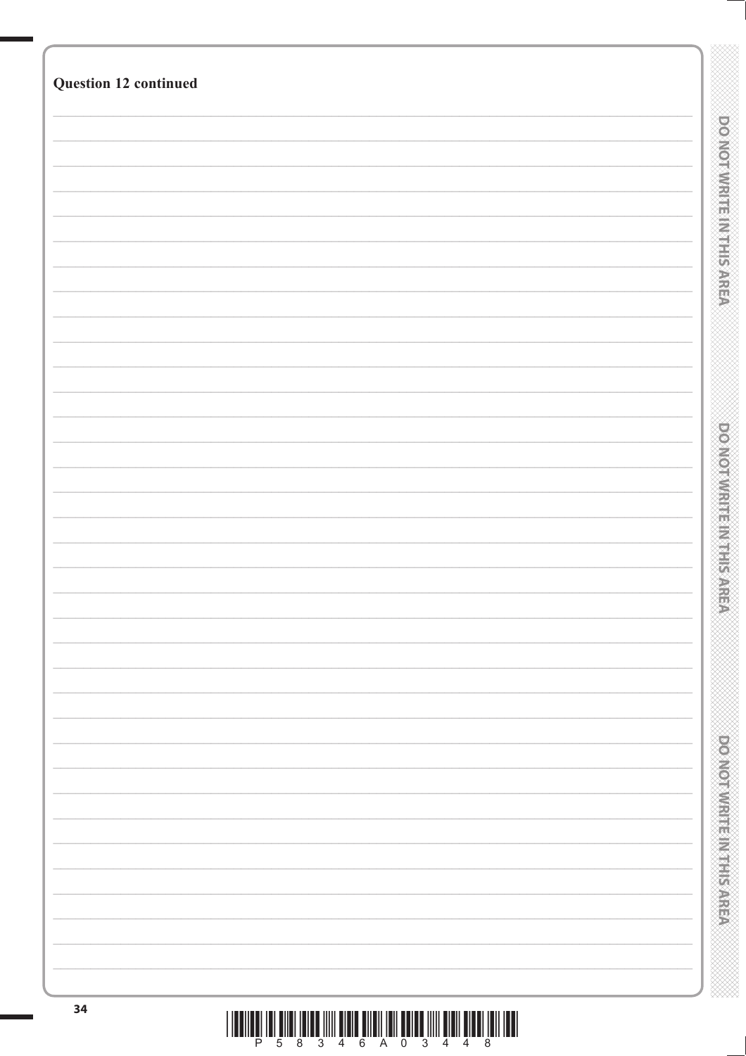**Question 12 continued**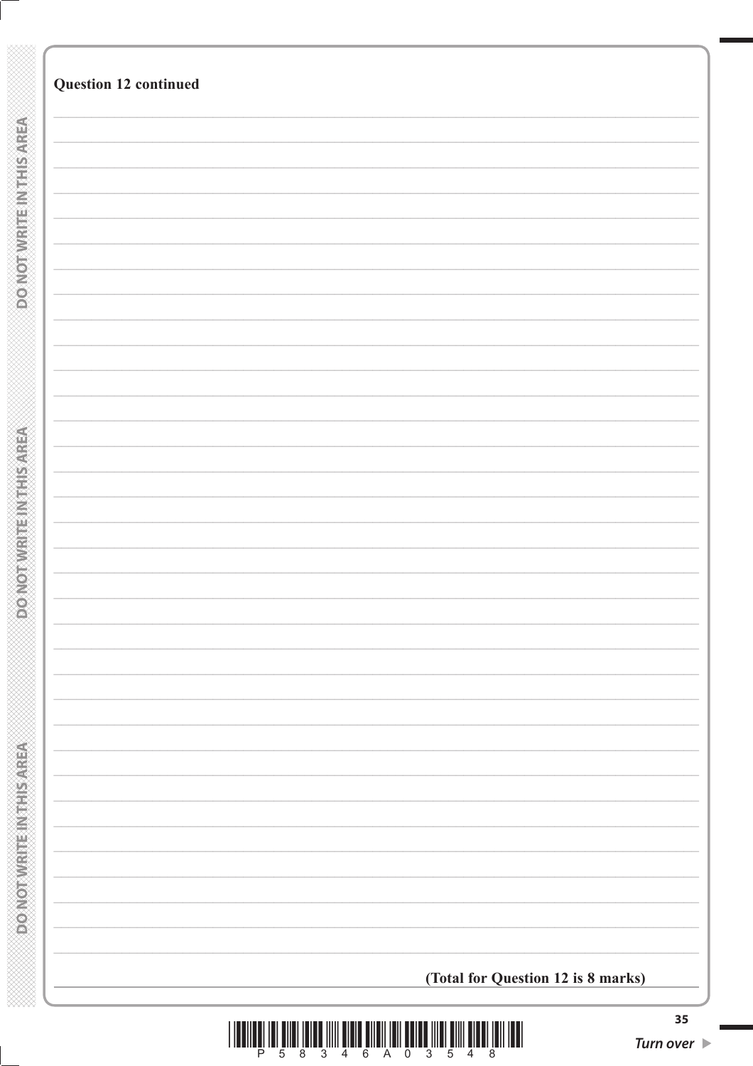**Question 12 continued**

**(Total for Question 12 is 8 marks)**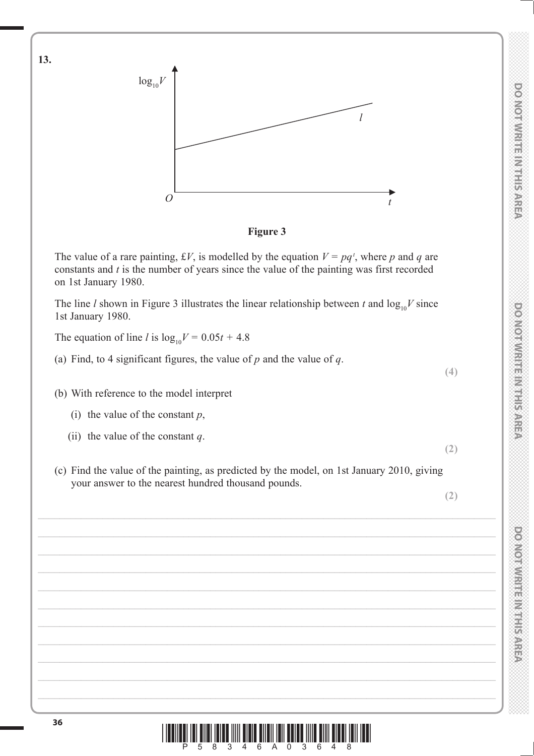**13.**

**Figure 3**

The value of a rare painting, £$V$, is modelled by the equation $V = pq^t$, where $p$ and $q$ are constants and $t$ is the number of years since the value of the painting was first recorded on 1st January 1980.

The line $l$ shown in Figure 3 illustrates the linear relationship between $t$ and $\log_{10}V$ since 1st January 1980.

The equation of line $l$ is $\log_{10}V = 0.05t + 4.8$

(a) Find, to 4 significant figures, the value of $p$ and the value of $q$.

**(4)**

(b) With reference to the model interpret

(i) the value of the constant $p$,

(ii) the value of the constant $q$.

**(2)**

(c) Find the value of the painting, as predicted by the model, on 1st January 2010, giving your answer to the nearest hundred thousand pounds.

**(2)**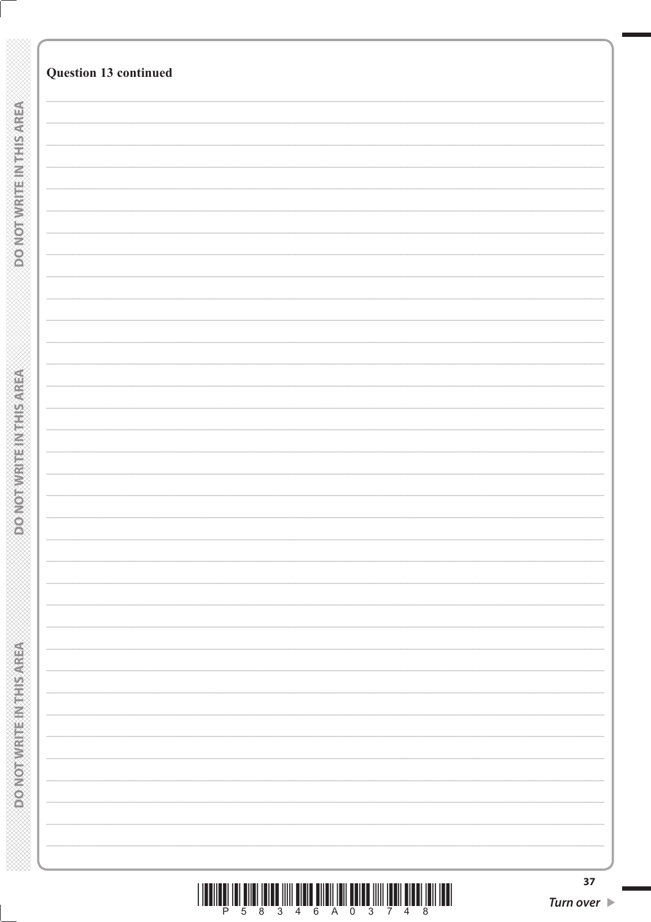**Question 13 continued**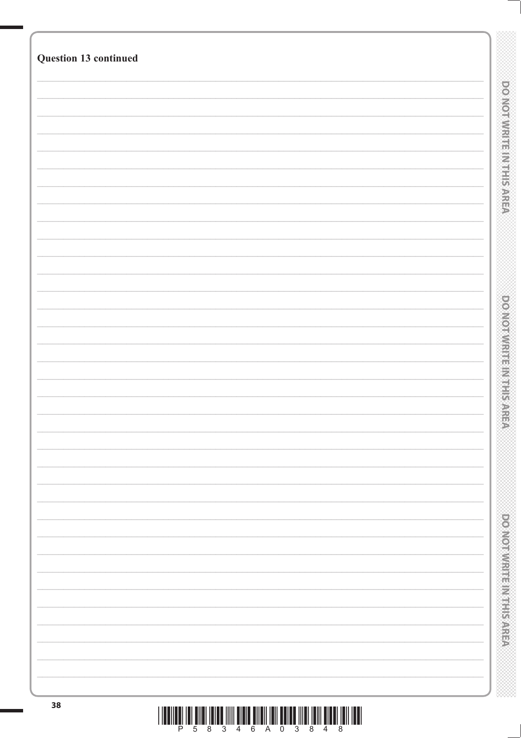**Question 13 continued**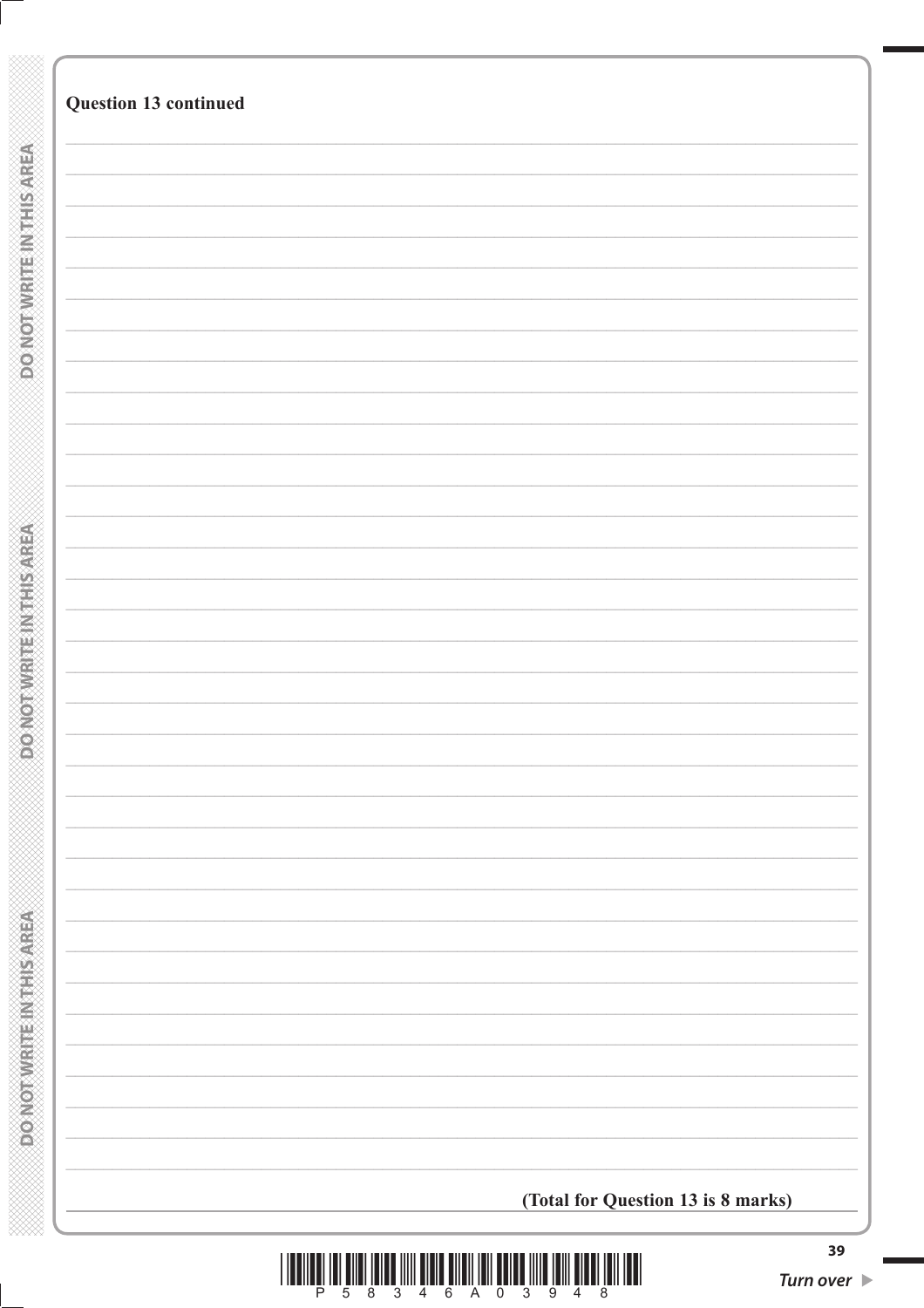**Question 13 continued**

**(Total for Question 13 is 8 marks)**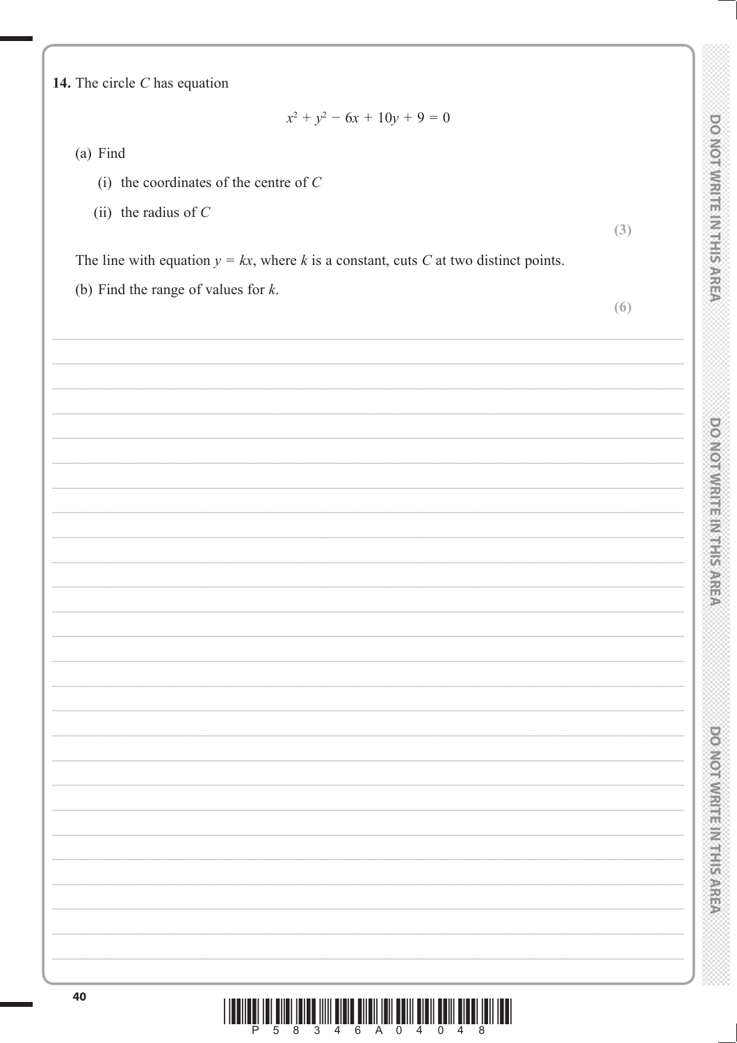**14.** The circle $C$ has equation

$$x^2 + y^2 - 6x + 10y + 9 = 0$$

(a) Find

(i) the coordinates of the centre of $C$

(ii) the radius of $C$

**(3)**

The line with equation $y = kx$, where $k$ is a constant, cuts $C$ at two distinct points.

(b) Find the range of values for $k$.

**(6)**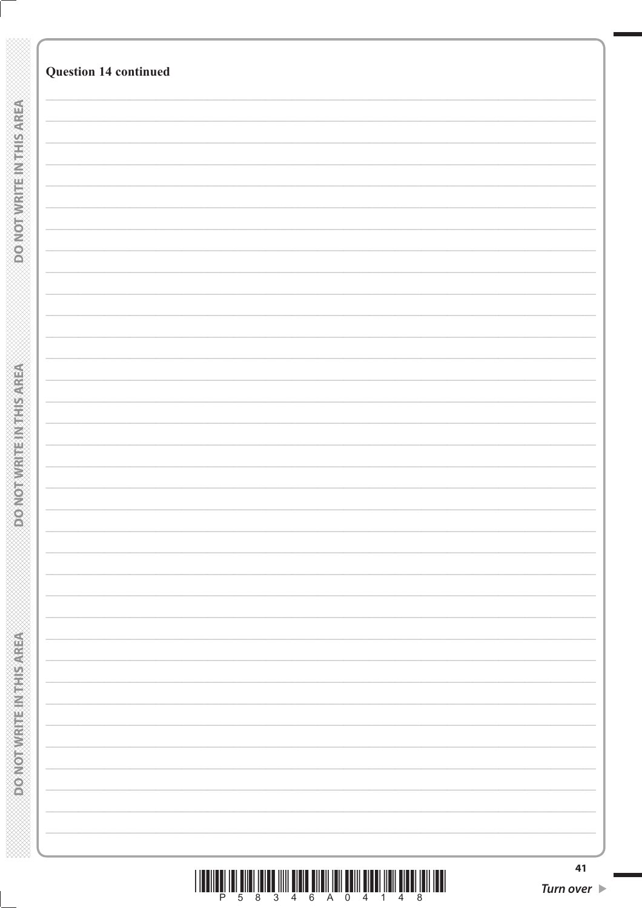**Question 14 continued**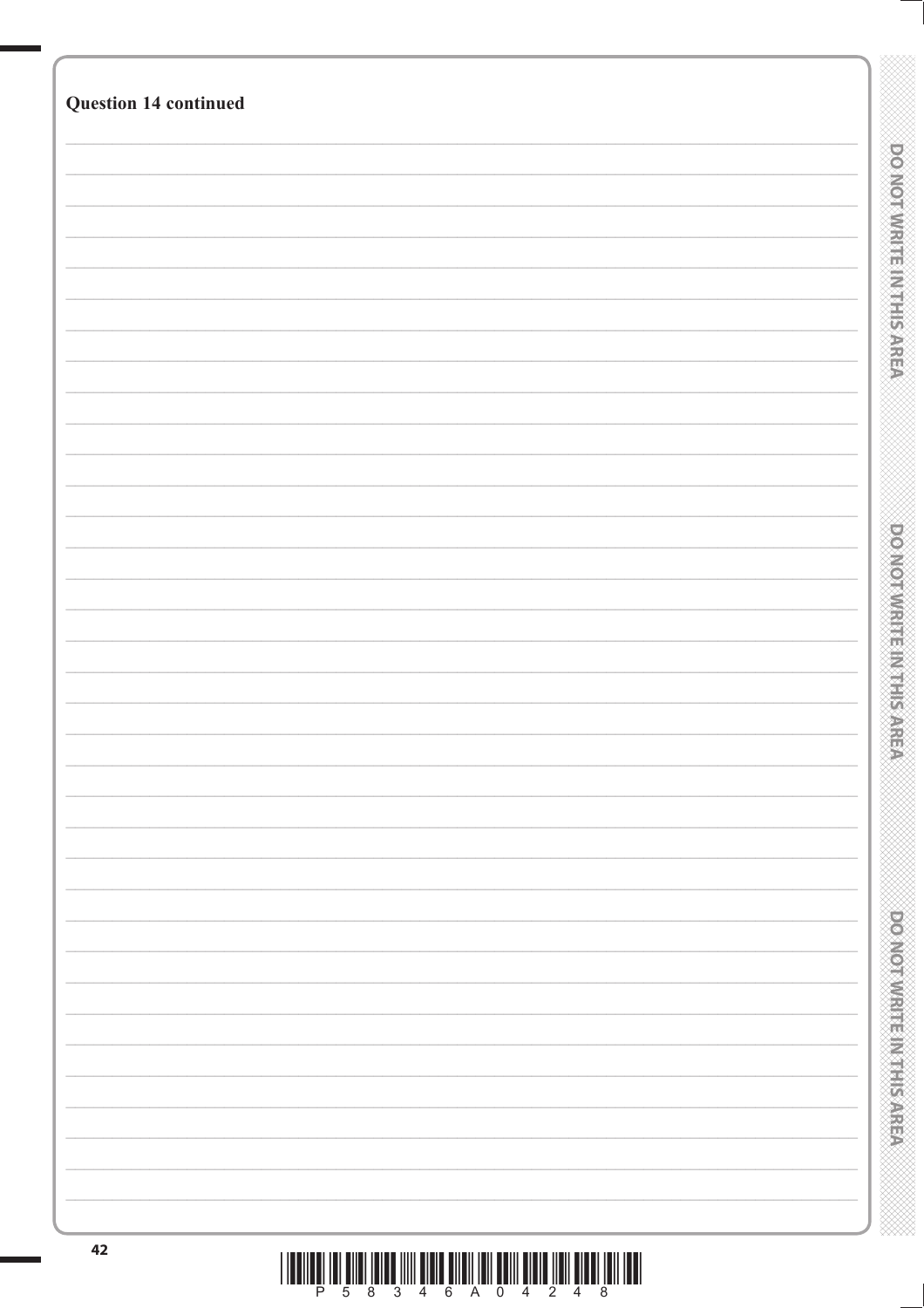**Question 14 continued**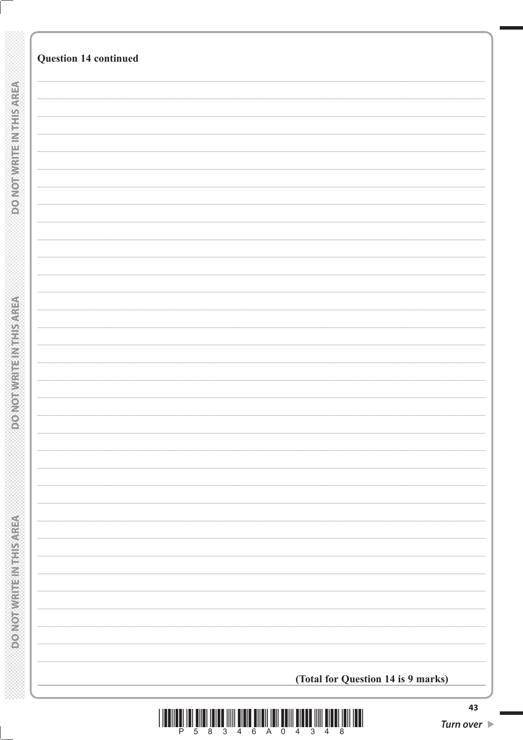**Question 14 continued**

**(Total for Question 14 is 9 marks)**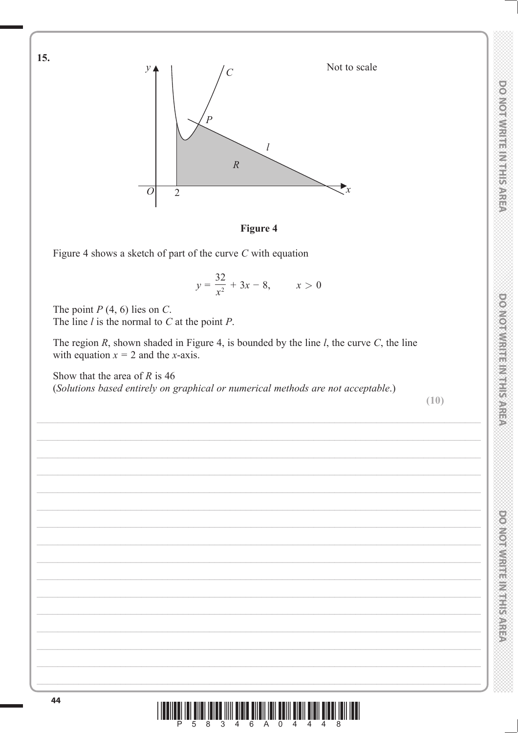**15.**

Not to scale

**Figure 4**

Figure 4 shows a sketch of part of the curve $C$ with equation

$$y = \frac{32}{x^2} + 3x - 8, \qquad x > 0$$

The point $P$ (4, 6) lies on $C$.
The line $l$ is the normal to $C$ at the point $P$.

The region $R$, shown shaded in Figure 4, is bounded by the line $l$, the curve $C$, the line with equation $x = 2$ and the $x$-axis.

Show that the area of $R$ is 46
(*Solutions based entirely on graphical or numerical methods are not acceptable*.)

**(10)**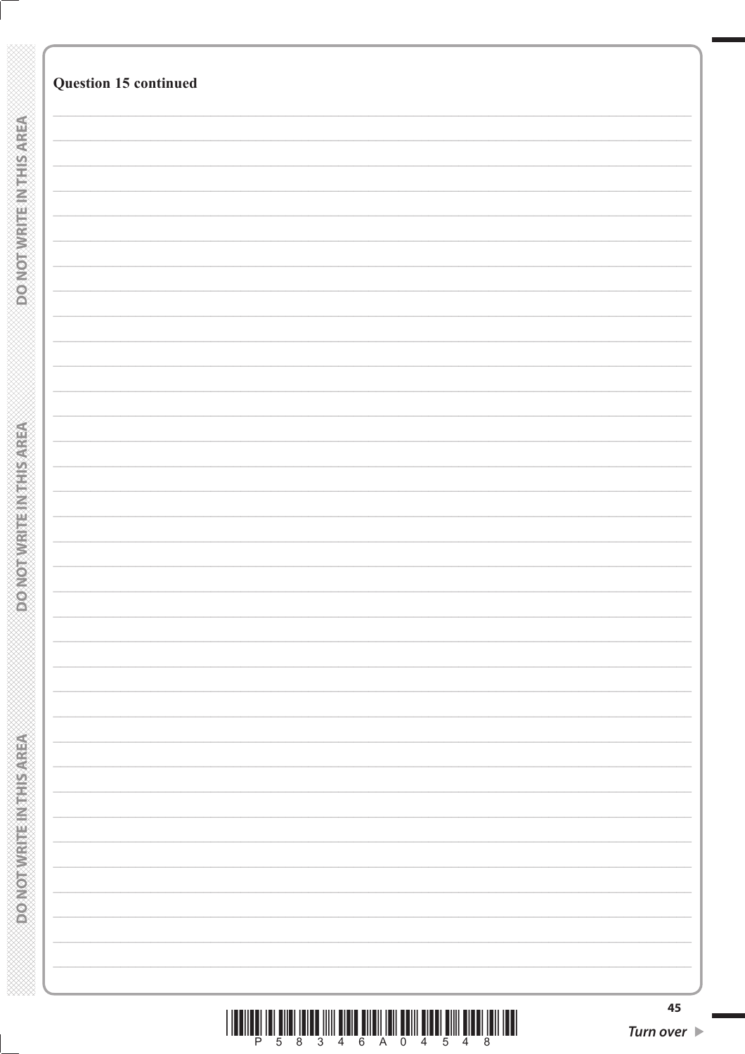**Question 15 continued**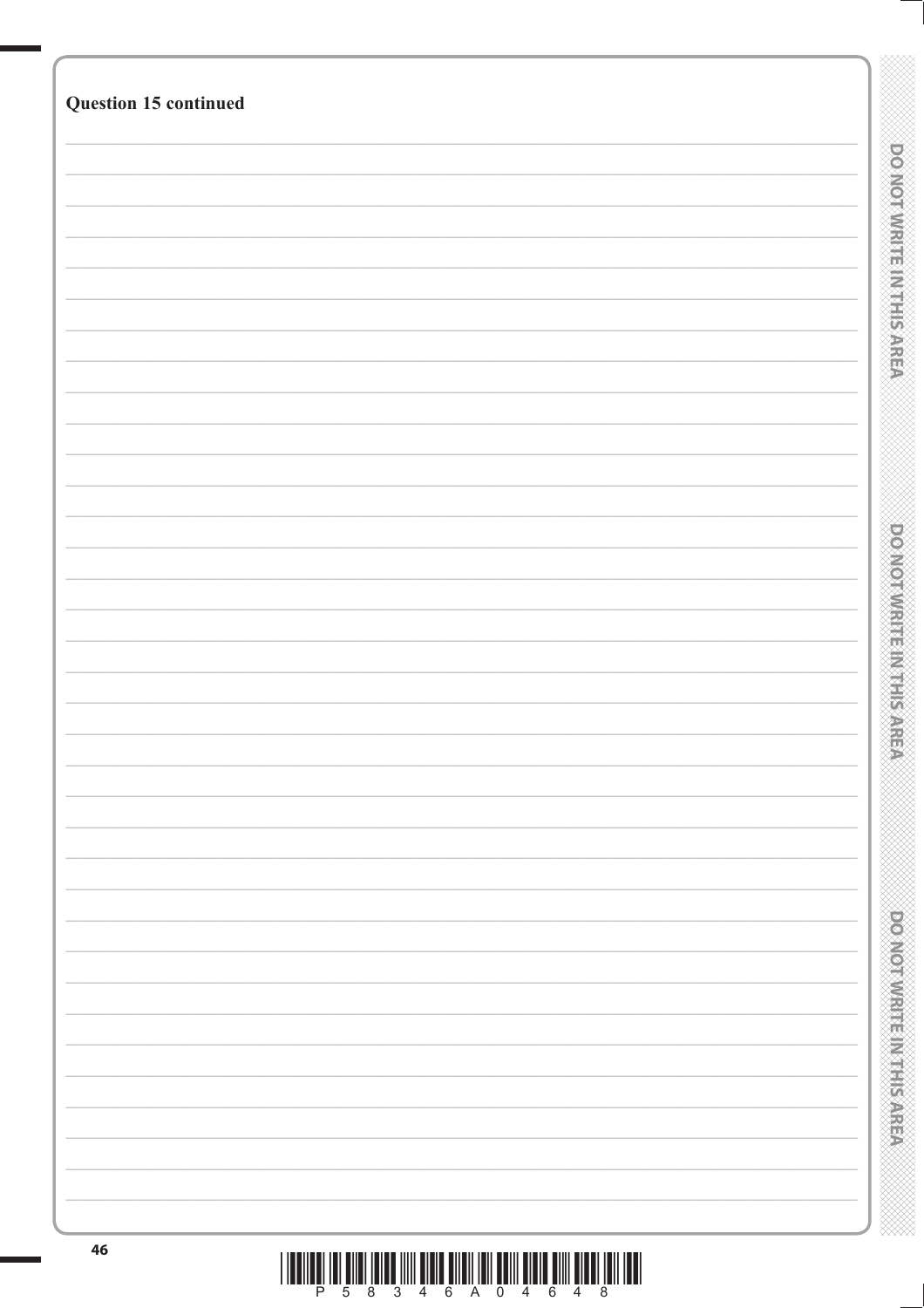**Question 15 continued**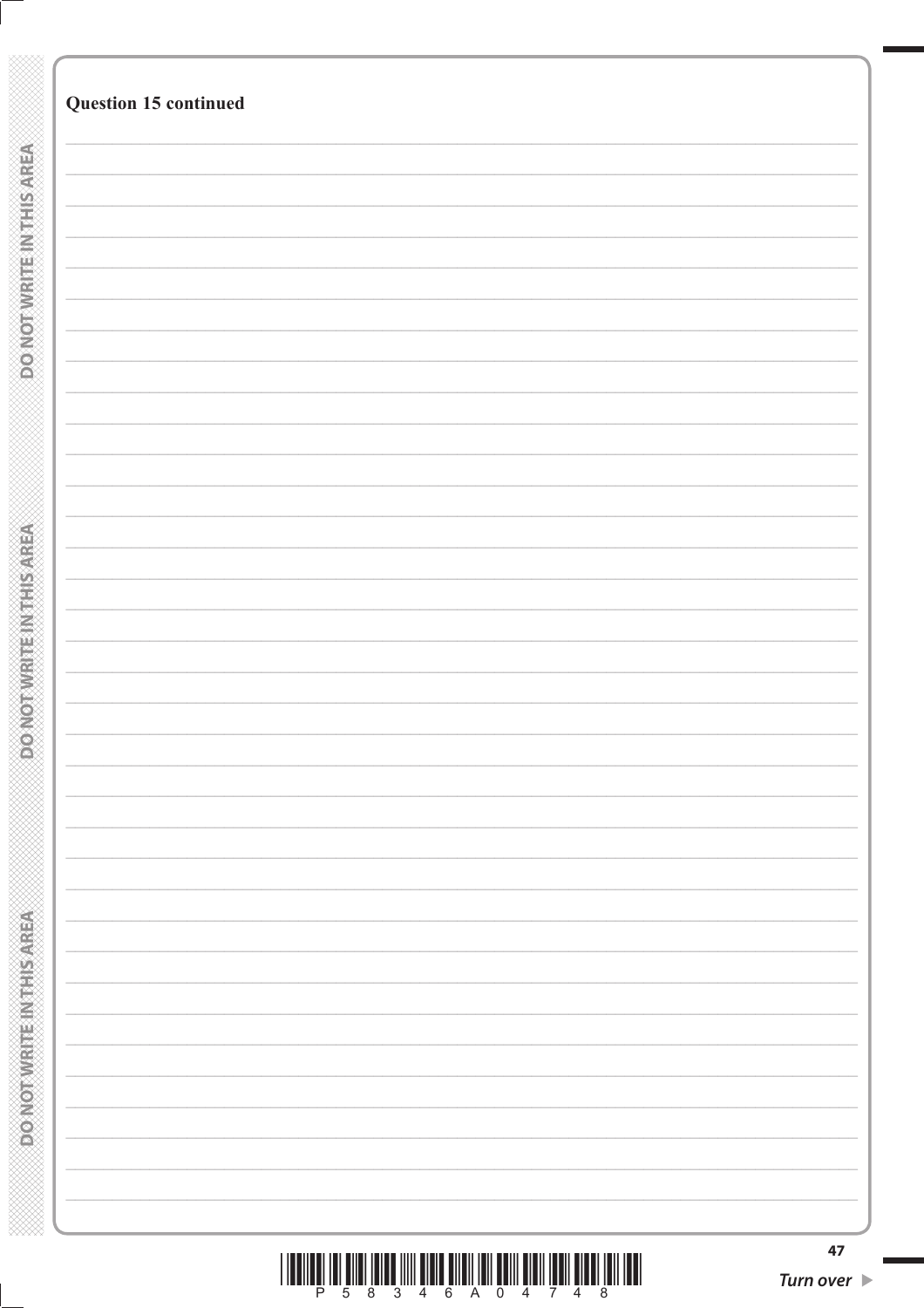**Question 15 continued**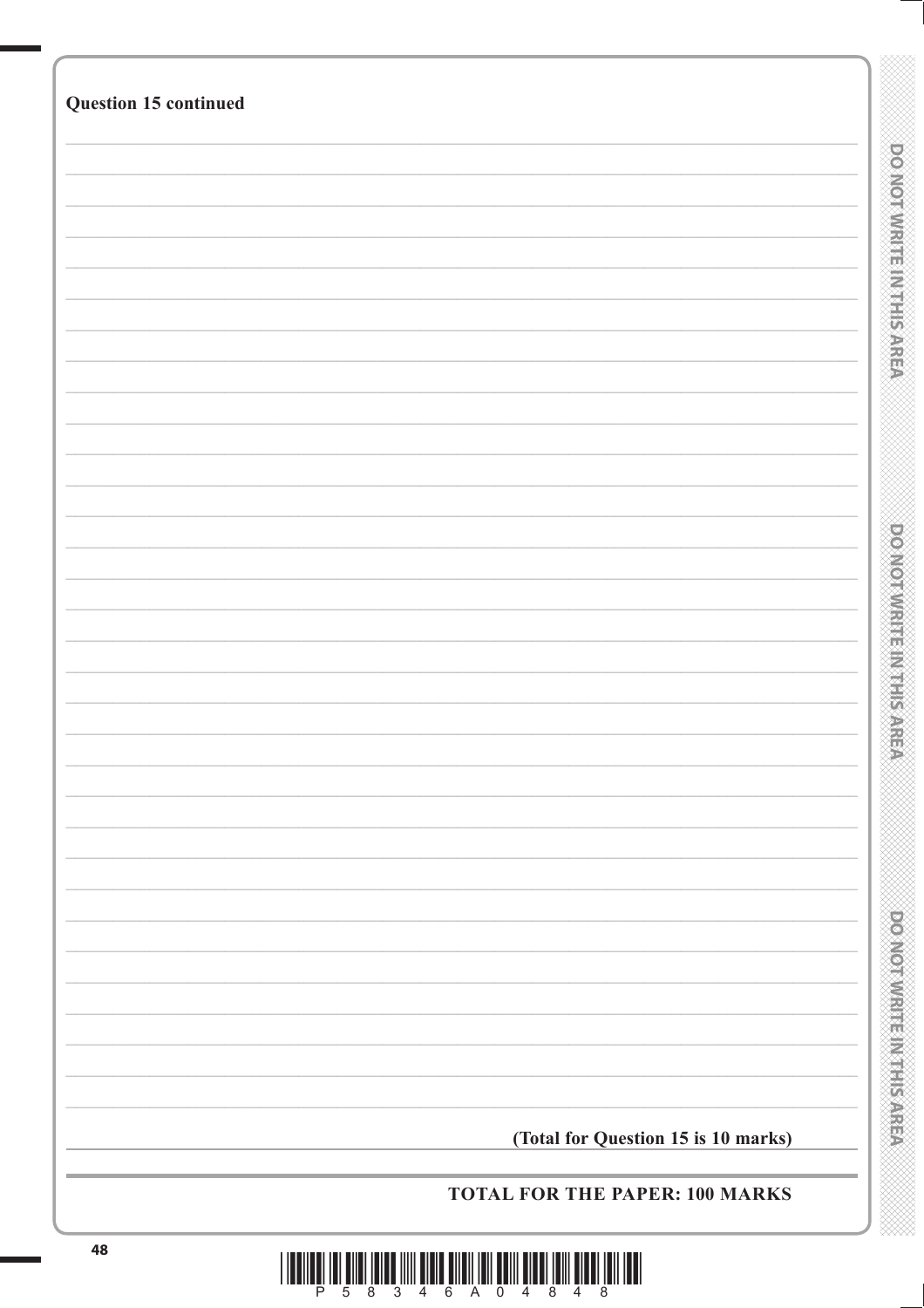**Question 15 continued**

**(Total for Question 15 is 10 marks)**

**TOTAL FOR THE PAPER: 100 MARKS**